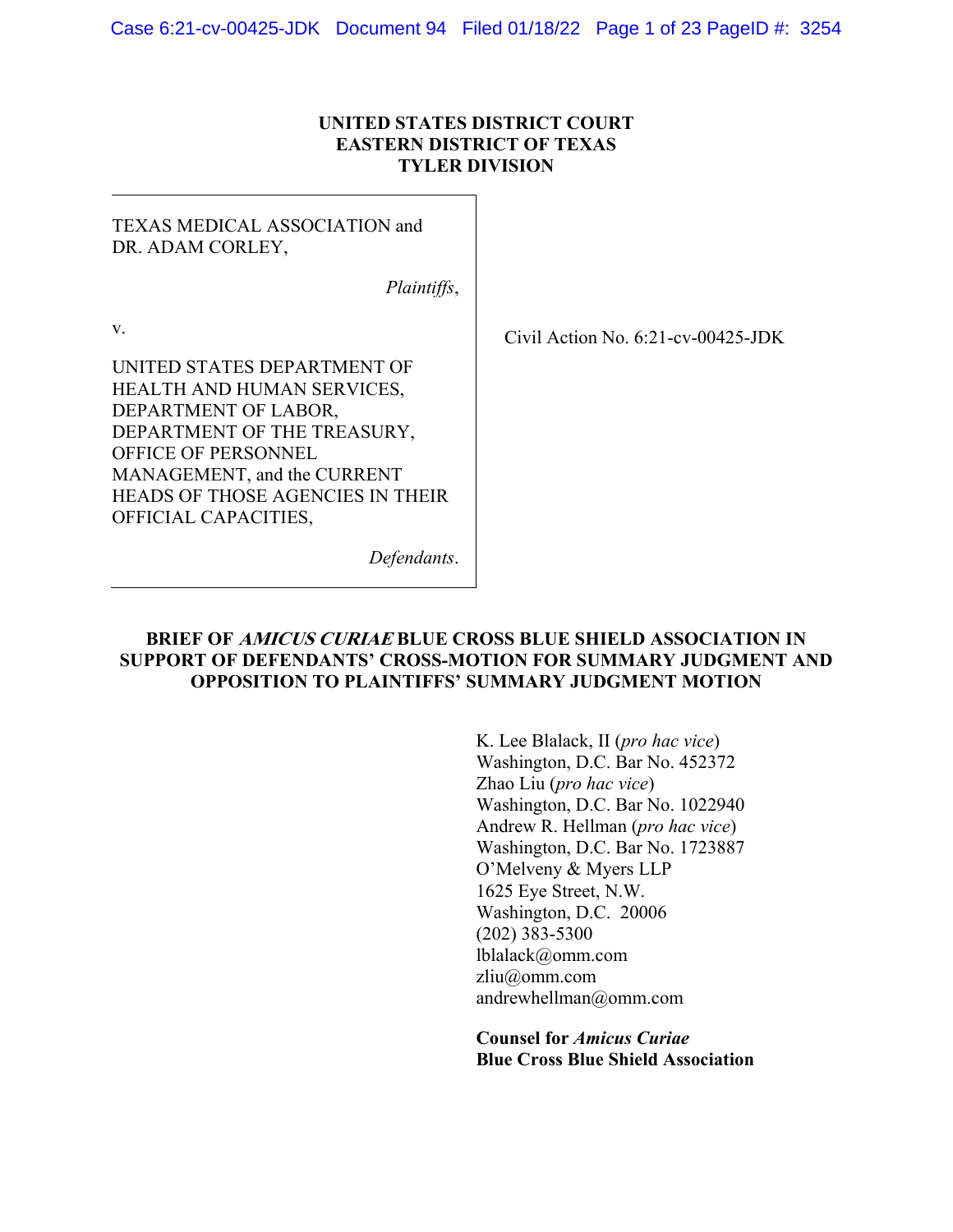**UNITED STATES DISTRICT COURT**
**EASTERN DISTRICT OF TEXAS**
**TYLER DIVISION**

TEXAS MEDICAL ASSOCIATION and DR. ADAM CORLEY,

*Plaintiffs*,

v.

UNITED STATES DEPARTMENT OF HEALTH AND HUMAN SERVICES, DEPARTMENT OF LABOR, DEPARTMENT OF THE TREASURY, OFFICE OF PERSONNEL MANAGEMENT, and the CURRENT HEADS OF THOSE AGENCIES IN THEIR OFFICIAL CAPACITIES,

*Defendants*.

Civil Action No. 6:21-cv-00425-JDK

**BRIEF OF *AMICUS CURIAE* BLUE CROSS BLUE SHIELD ASSOCIATION IN SUPPORT OF DEFENDANTS' CROSS-MOTION FOR SUMMARY JUDGMENT AND OPPOSITION TO PLAINTIFFS' SUMMARY JUDGMENT MOTION**

K. Lee Blalack, II (*pro hac vice*)
Washington, D.C. Bar No. 452372
Zhao Liu (*pro hac vice*)
Washington, D.C. Bar No. 1022940
Andrew R. Hellman (*pro hac vice*)
Washington, D.C. Bar No. 1723887
O'Melveny & Myers LLP
1625 Eye Street, N.W.
Washington, D.C. 20006
(202) 383-5300
lblalack@omm.com
zliu@omm.com
andrewhellman@omm.com

**Counsel for *Amicus Curiae***
**Blue Cross Blue Shield Association**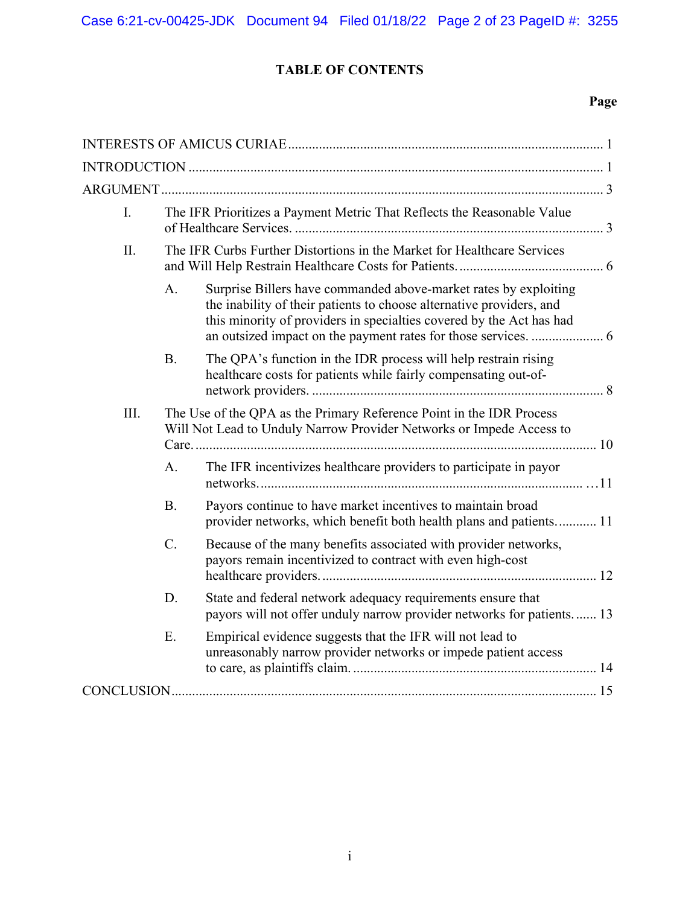# TABLE OF CONTENTS

**Page**

INTERESTS OF AMICUS CURIAE ........................................................................................ 1

INTRODUCTION ..................................................................................................................... 1

ARGUMENT .............................................................................................................................. 3

I. The IFR Prioritizes a Payment Metric That Reflects the Reasonable Value of Healthcare Services. ........................................................................................ 3

II. The IFR Curbs Further Distortions in the Market for Healthcare Services and Will Help Restrain Healthcare Costs for Patients. ......................................... 6

   A. Surprise Billers have commanded above-market rates by exploiting the inability of their patients to choose alternative providers, and this minority of providers in specialties covered by the Act has had an outsized impact on the payment rates for those services. .................... 6

   B. The QPA's function in the IDR process will help restrain rising healthcare costs for patients while fairly compensating out-of-network providers. .................................................................................... 8

III. The Use of the QPA as the Primary Reference Point in the IDR Process Will Not Lead to Unduly Narrow Provider Networks or Impede Access to Care. .................................................................................................................... 10

   A. The IFR incentivizes healthcare providers to participate in payor networks. ............................................................................................. …11

   B. Payors continue to have market incentives to maintain broad provider networks, which benefit both health plans and patients. .......... 11

   C. Because of the many benefits associated with provider networks, payors remain incentivized to contract with even high-cost healthcare providers. .............................................................................. 12

   D. State and federal network adequacy requirements ensure that payors will not offer unduly narrow provider networks for patients. ...... 13

   E. Empirical evidence suggests that the IFR will not lead to unreasonably narrow provider networks or impede patient access to care, as plaintiffs claim. ..................................................................... 14

CONCLUSION ......................................................................................................................... 15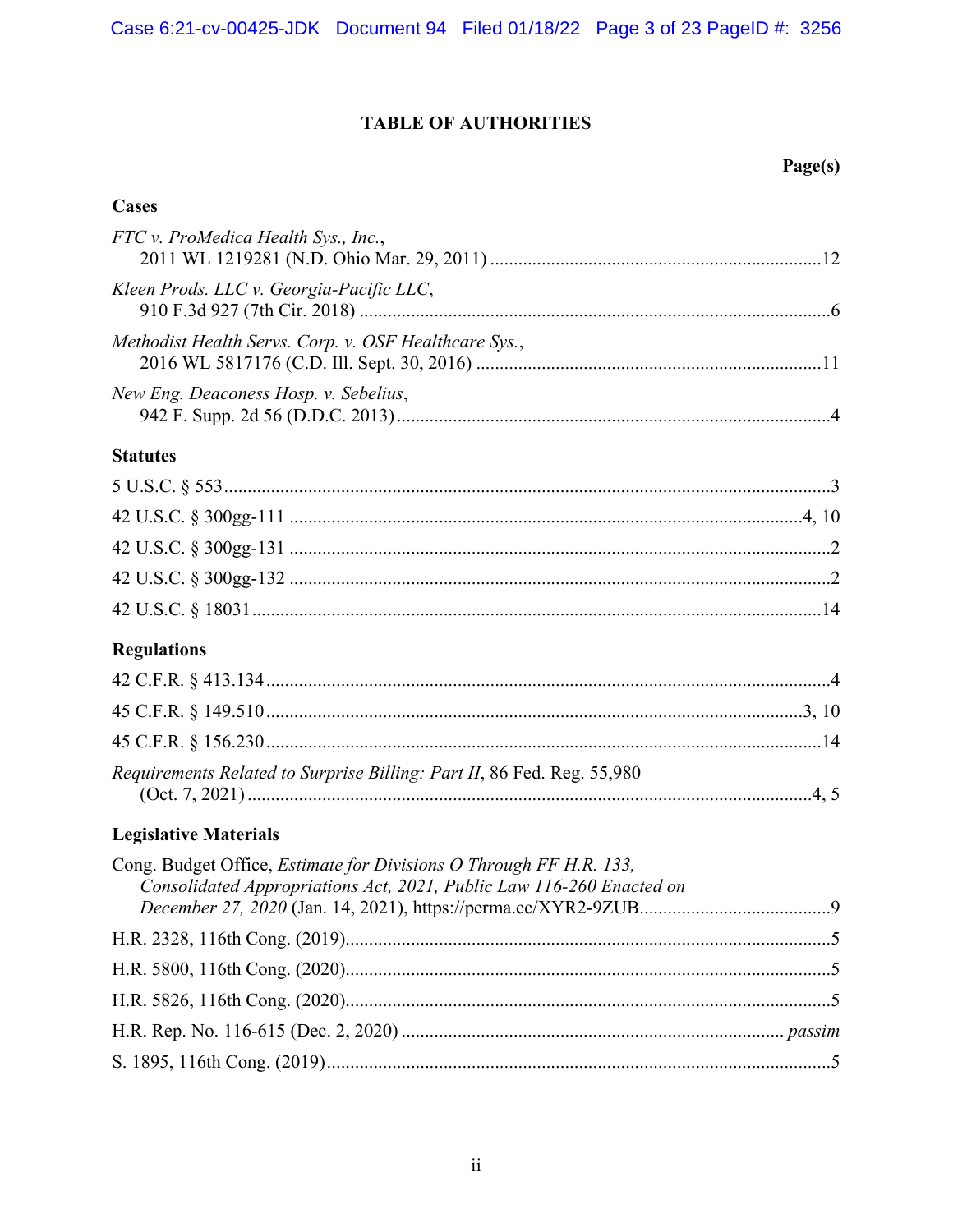# TABLE OF AUTHORITIES

**Page(s)**

## Cases

*FTC v. ProMedica Health Sys., Inc.*,
2011 WL 1219281 (N.D. Ohio Mar. 29, 2011) .......... 12

*Kleen Prods. LLC v. Georgia-Pacific LLC*,
910 F.3d 927 (7th Cir. 2018) .......... 6

*Methodist Health Servs. Corp. v. OSF Healthcare Sys.*,
2016 WL 5817176 (C.D. Ill. Sept. 30, 2016) .......... 11

*New Eng. Deaconess Hosp. v. Sebelius*,
942 F. Supp. 2d 56 (D.D.C. 2013) .......... 4

## Statutes

5 U.S.C. § 553 .......... 3

42 U.S.C. § 300gg-111 .......... 4, 10

42 U.S.C. § 300gg-131 .......... 2

42 U.S.C. § 300gg-132 .......... 2

42 U.S.C. § 18031 .......... 14

## Regulations

42 C.F.R. § 413.134 .......... 4

45 C.F.R. § 149.510 .......... 3, 10

45 C.F.R. § 156.230 .......... 14

*Requirements Related to Surprise Billing: Part II*, 86 Fed. Reg. 55,980
(Oct. 7, 2021) .......... 4, 5

## Legislative Materials

Cong. Budget Office, *Estimate for Divisions O Through FF H.R. 133, Consolidated Appropriations Act, 2021, Public Law 116-260 Enacted on December 27, 2020* (Jan. 14, 2021), https://perma.cc/XYR2-9ZUB .......... 9

H.R. 2328, 116th Cong. (2019) .......... 5

H.R. 5800, 116th Cong. (2020) .......... 5

H.R. 5826, 116th Cong. (2020) .......... 5

H.R. Rep. No. 116-615 (Dec. 2, 2020) .......... *passim*

S. 1895, 116th Cong. (2019) .......... 5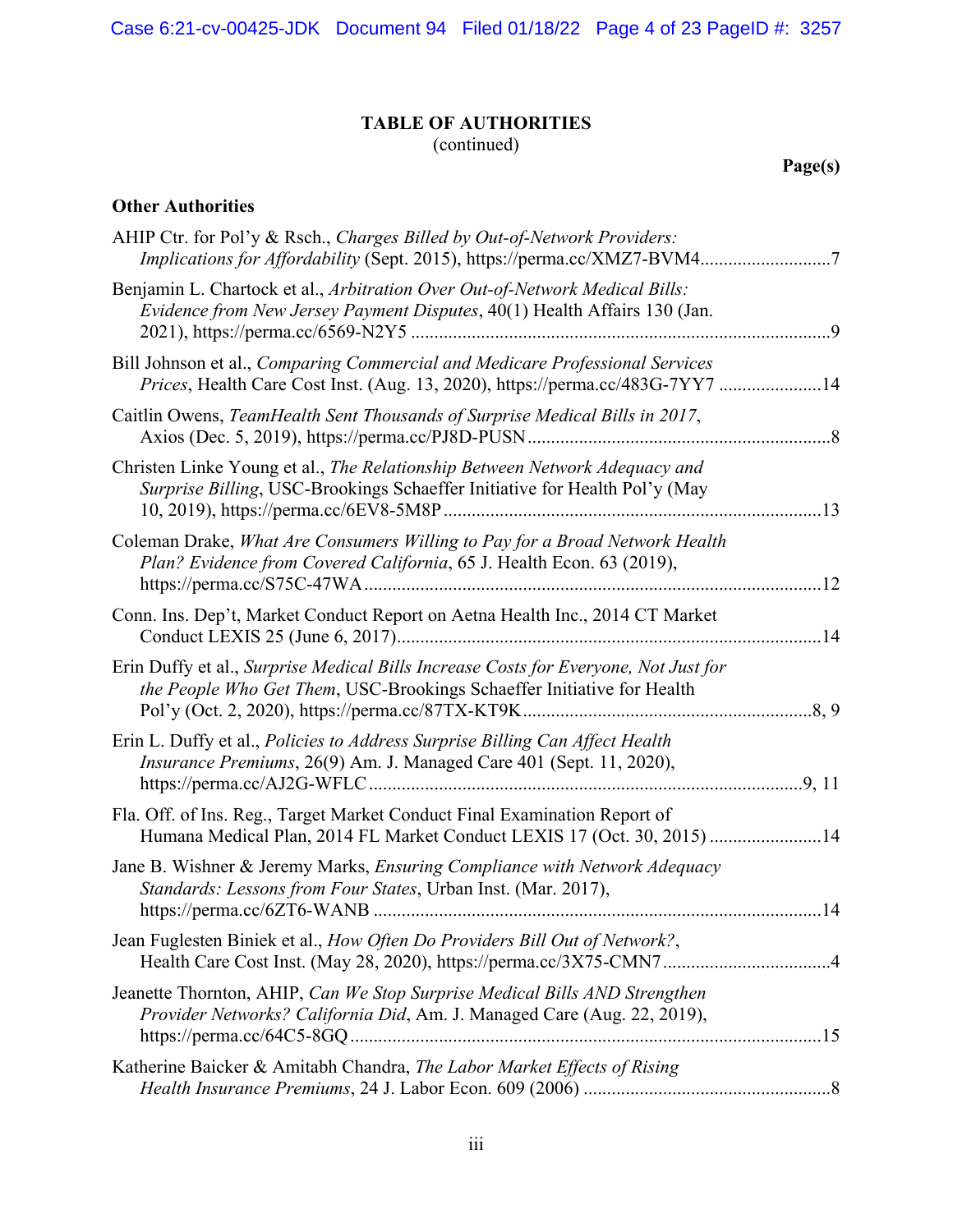## TABLE OF AUTHORITIES
(continued)

**Page(s)**

### Other Authorities

AHIP Ctr. for Pol'y & Rsch., *Charges Billed by Out-of-Network Providers: Implications for Affordability* (Sept. 2015), https://perma.cc/XMZ7-BVM4 ........................... 7

Benjamin L. Chartock et al., *Arbitration Over Out-of-Network Medical Bills: Evidence from New Jersey Payment Disputes*, 40(1) Health Affairs 130 (Jan. 2021), https://perma.cc/6569-N2Y5 ........................... 9

Bill Johnson et al., *Comparing Commercial and Medicare Professional Services Prices*, Health Care Cost Inst. (Aug. 13, 2020), https://perma.cc/483G-7YY7 ........................... 14

Caitlin Owens, *TeamHealth Sent Thousands of Surprise Medical Bills in 2017*, Axios (Dec. 5, 2019), https://perma.cc/PJ8D-PUSN ........................... 8

Christen Linke Young et al., *The Relationship Between Network Adequacy and Surprise Billing*, USC-Brookings Schaeffer Initiative for Health Pol'y (May 10, 2019), https://perma.cc/6EV8-5M8P ........................... 13

Coleman Drake, *What Are Consumers Willing to Pay for a Broad Network Health Plan? Evidence from Covered California*, 65 J. Health Econ. 63 (2019), https://perma.cc/S75C-47WA ........................... 12

Conn. Ins. Dep't, Market Conduct Report on Aetna Health Inc., 2014 CT Market Conduct LEXIS 25 (June 6, 2017) ........................... 14

Erin Duffy et al., *Surprise Medical Bills Increase Costs for Everyone, Not Just for the People Who Get Them*, USC-Brookings Schaeffer Initiative for Health Pol'y (Oct. 2, 2020), https://perma.cc/87TX-KT9K ........................... 8, 9

Erin L. Duffy et al., *Policies to Address Surprise Billing Can Affect Health Insurance Premiums*, 26(9) Am. J. Managed Care 401 (Sept. 11, 2020), https://perma.cc/AJ2G-WFLC ........................... 9, 11

Fla. Off. of Ins. Reg., Target Market Conduct Final Examination Report of Humana Medical Plan, 2014 FL Market Conduct LEXIS 17 (Oct. 30, 2015) ........................... 14

Jane B. Wishner & Jeremy Marks, *Ensuring Compliance with Network Adequacy Standards: Lessons from Four States*, Urban Inst. (Mar. 2017), https://perma.cc/6ZT6-WANB ........................... 14

Jean Fuglesten Biniek et al., *How Often Do Providers Bill Out of Network?*, Health Care Cost Inst. (May 28, 2020), https://perma.cc/3X75-CMN7 ........................... 4

Jeanette Thornton, AHIP, *Can We Stop Surprise Medical Bills AND Strengthen Provider Networks? California Did*, Am. J. Managed Care (Aug. 22, 2019), https://perma.cc/64C5-8GQ ........................... 15

Katherine Baicker & Amitabh Chandra, *The Labor Market Effects of Rising Health Insurance Premiums*, 24 J. Labor Econ. 609 (2006) ........................... 8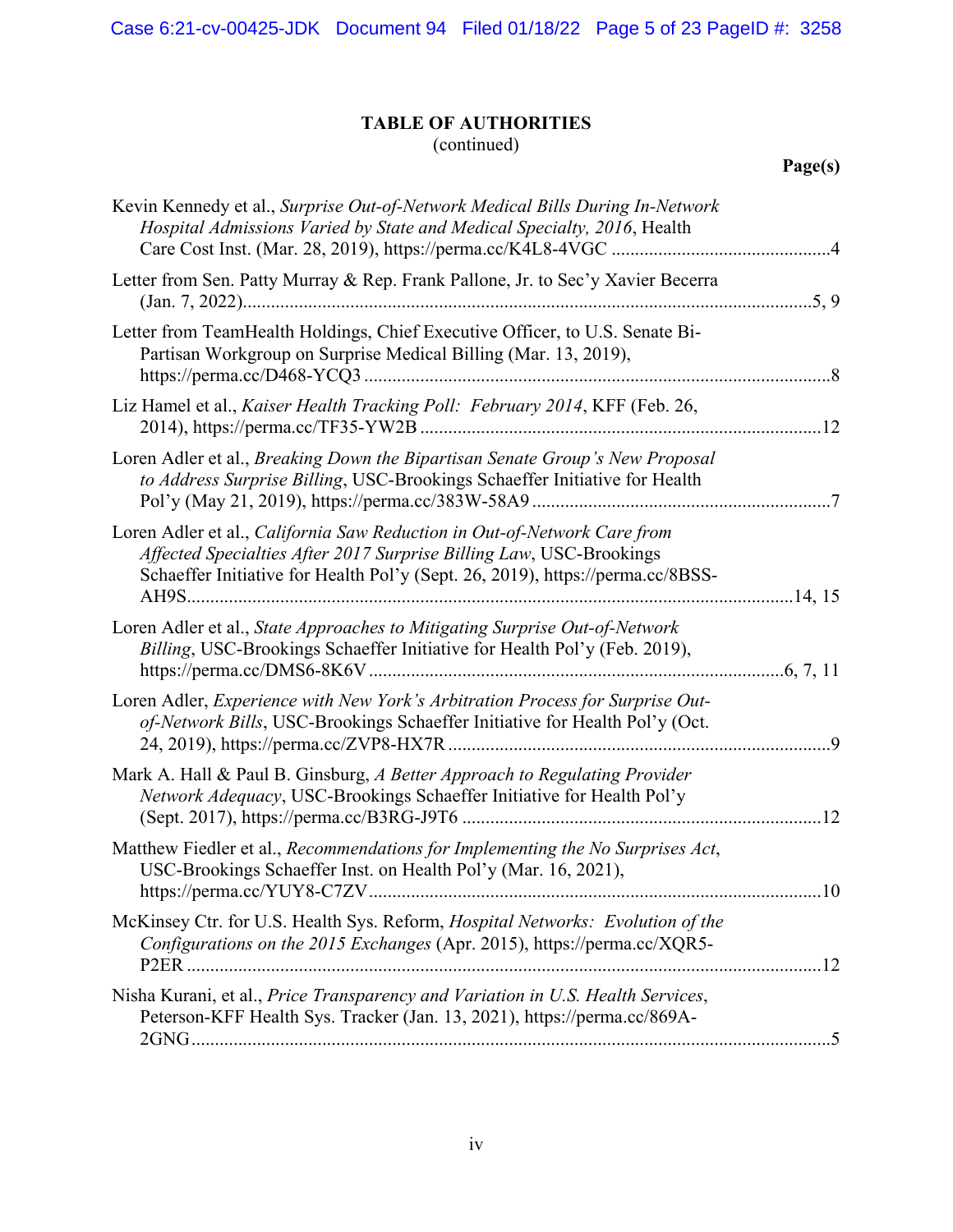## TABLE OF AUTHORITIES
(continued)

**Page(s)**

Kevin Kennedy et al., *Surprise Out-of-Network Medical Bills During In-Network Hospital Admissions Varied by State and Medical Specialty, 2016*, Health Care Cost Inst. (Mar. 28, 2019), https://perma.cc/K4L8-4VGC ....................................................4

Letter from Sen. Patty Murray & Rep. Frank Pallone, Jr. to Sec'y Xavier Becerra (Jan. 7, 2022)....................................................................................................................5, 9

Letter from TeamHealth Holdings, Chief Executive Officer, to U.S. Senate Bi-Partisan Workgroup on Surprise Medical Billing (Mar. 13, 2019), https://perma.cc/D468-YCQ3 ....................................................................................................8

Liz Hamel et al., *Kaiser Health Tracking Poll: February 2014*, KFF (Feb. 26, 2014), https://perma.cc/TF35-YW2B .....................................................................................12

Loren Adler et al., *Breaking Down the Bipartisan Senate Group's New Proposal to Address Surprise Billing*, USC-Brookings Schaeffer Initiative for Health Pol'y (May 21, 2019), https://perma.cc/383W-58A9 ................................................................7

Loren Adler et al., *California Saw Reduction in Out-of-Network Care from Affected Specialties After 2017 Surprise Billing Law*, USC-Brookings Schaeffer Initiative for Health Pol'y (Sept. 26, 2019), https://perma.cc/8BSS-AH9S.................................................................................................................................14, 15

Loren Adler et al., *State Approaches to Mitigating Surprise Out-of-Network Billing*, USC-Brookings Schaeffer Initiative for Health Pol'y (Feb. 2019), https://perma.cc/DMS6-8K6V ........................................................................................6, 7, 11

Loren Adler, *Experience with New York's Arbitration Process for Surprise Out-of-Network Bills*, USC-Brookings Schaeffer Initiative for Health Pol'y (Oct. 24, 2019), https://perma.cc/ZVP8-HX7R .................................................................................9

Mark A. Hall & Paul B. Ginsburg, *A Better Approach to Regulating Provider Network Adequacy*, USC-Brookings Schaeffer Initiative for Health Pol'y (Sept. 2017), https://perma.cc/B3RG-J9T6 ............................................................................12

Matthew Fiedler et al., *Recommendations for Implementing the No Surprises Act*, USC-Brookings Schaeffer Inst. on Health Pol'y (Mar. 16, 2021), https://perma.cc/YUY8-C7ZV................................................................................................10

McKinsey Ctr. for U.S. Health Sys. Reform, *Hospital Networks: Evolution of the Configurations on the 2015 Exchanges* (Apr. 2015), https://perma.cc/XQR5-P2ER .......................................................................................................................................12

Nisha Kurani, et al., *Price Transparency and Variation in U.S. Health Services*, Peterson-KFF Health Sys. Tracker (Jan. 13, 2021), https://perma.cc/869A-2GNG.........................................................................................................................................5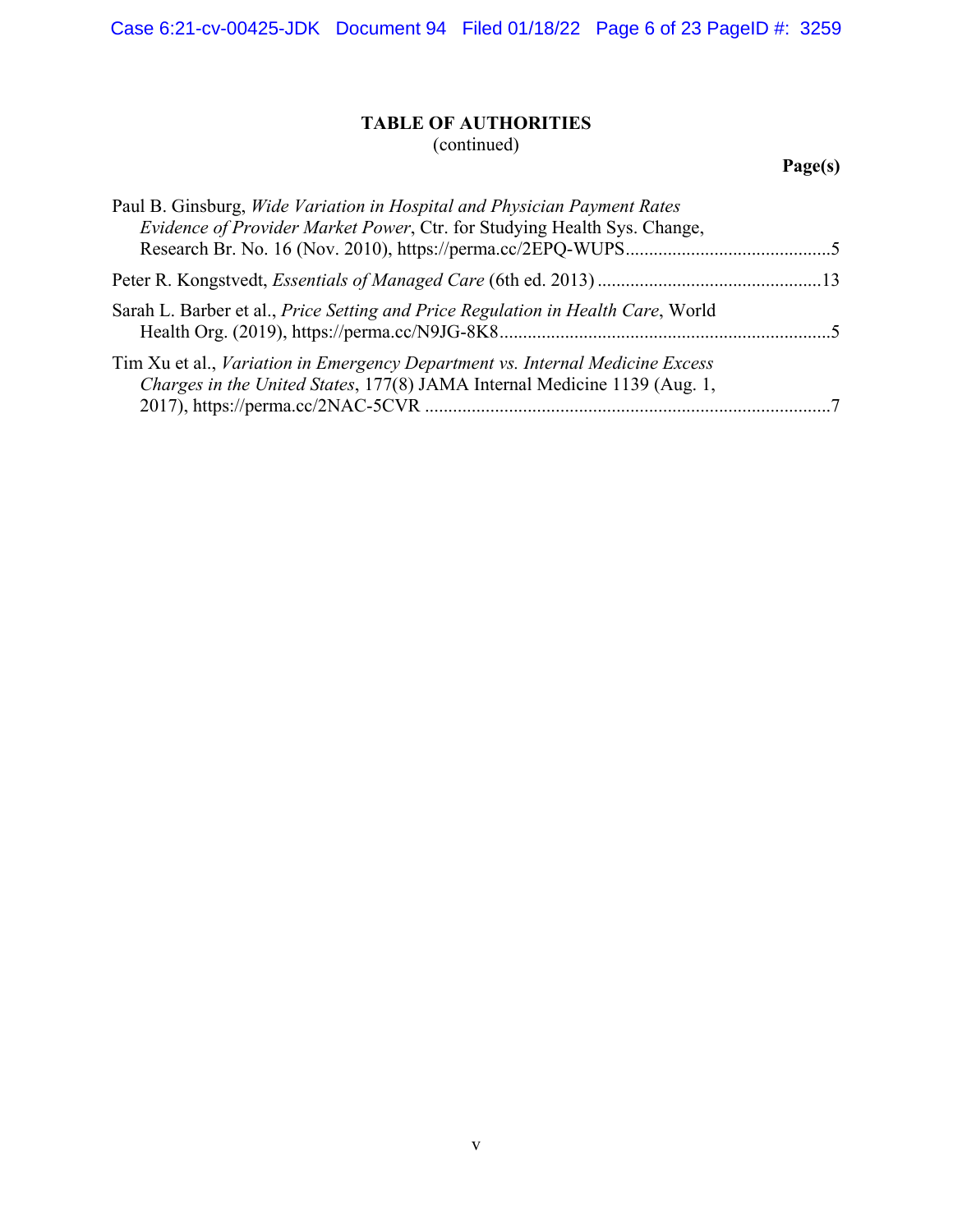## TABLE OF AUTHORITIES
(continued)

**Page(s)**

Paul B. Ginsburg, *Wide Variation in Hospital and Physician Payment Rates Evidence of Provider Market Power*, Ctr. for Studying Health Sys. Change, Research Br. No. 16 (Nov. 2010), https://perma.cc/2EPQ-WUPS............................................5

Peter R. Kongstvedt, *Essentials of Managed Care* (6th ed. 2013) ................................................13

Sarah L. Barber et al., *Price Setting and Price Regulation in Health Care*, World Health Org. (2019), https://perma.cc/N9JG-8K8.......................................................................5

Tim Xu et al., *Variation in Emergency Department vs. Internal Medicine Excess Charges in the United States*, 177(8) JAMA Internal Medicine 1139 (Aug. 1, 2017), https://perma.cc/2NAC-5CVR .......................................................................................7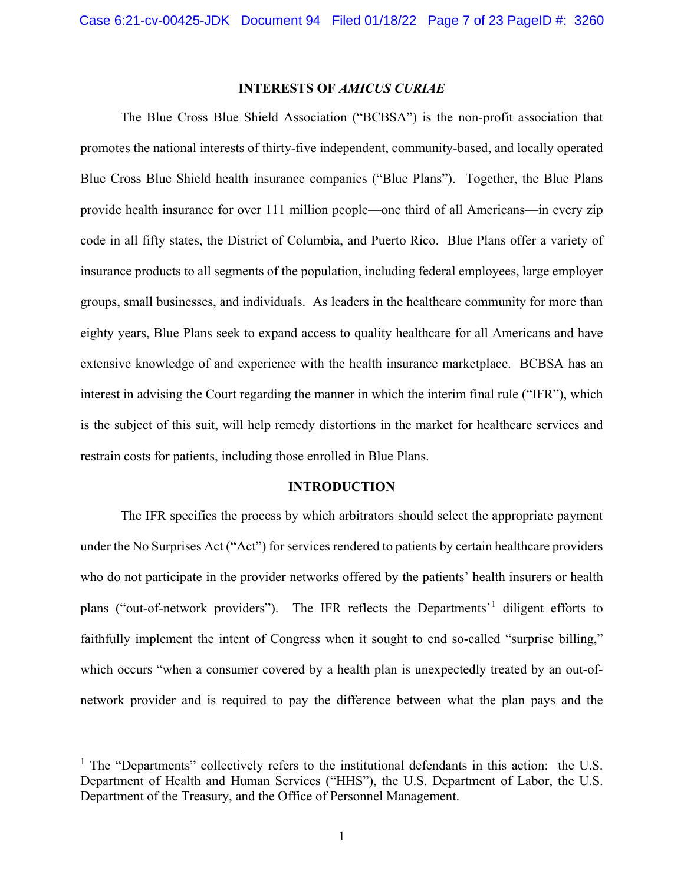## INTERESTS OF *AMICUS CURIAE*

The Blue Cross Blue Shield Association ("BCBSA") is the non-profit association that promotes the national interests of thirty-five independent, community-based, and locally operated Blue Cross Blue Shield health insurance companies ("Blue Plans"). Together, the Blue Plans provide health insurance for over 111 million people—one third of all Americans—in every zip code in all fifty states, the District of Columbia, and Puerto Rico. Blue Plans offer a variety of insurance products to all segments of the population, including federal employees, large employer groups, small businesses, and individuals. As leaders in the healthcare community for more than eighty years, Blue Plans seek to expand access to quality healthcare for all Americans and have extensive knowledge of and experience with the health insurance marketplace. BCBSA has an interest in advising the Court regarding the manner in which the interim final rule ("IFR"), which is the subject of this suit, will help remedy distortions in the market for healthcare services and restrain costs for patients, including those enrolled in Blue Plans.

## INTRODUCTION

The IFR specifies the process by which arbitrators should select the appropriate payment under the No Surprises Act ("Act") for services rendered to patients by certain healthcare providers who do not participate in the provider networks offered by the patients' health insurers or health plans ("out-of-network providers"). The IFR reflects the Departments'[1] diligent efforts to faithfully implement the intent of Congress when it sought to end so-called "surprise billing," which occurs "when a consumer covered by a health plan is unexpectedly treated by an out-of-network provider and is required to pay the difference between what the plan pays and the

[1] The "Departments" collectively refers to the institutional defendants in this action: the U.S. Department of Health and Human Services ("HHS"), the U.S. Department of Labor, the U.S. Department of the Treasury, and the Office of Personnel Management.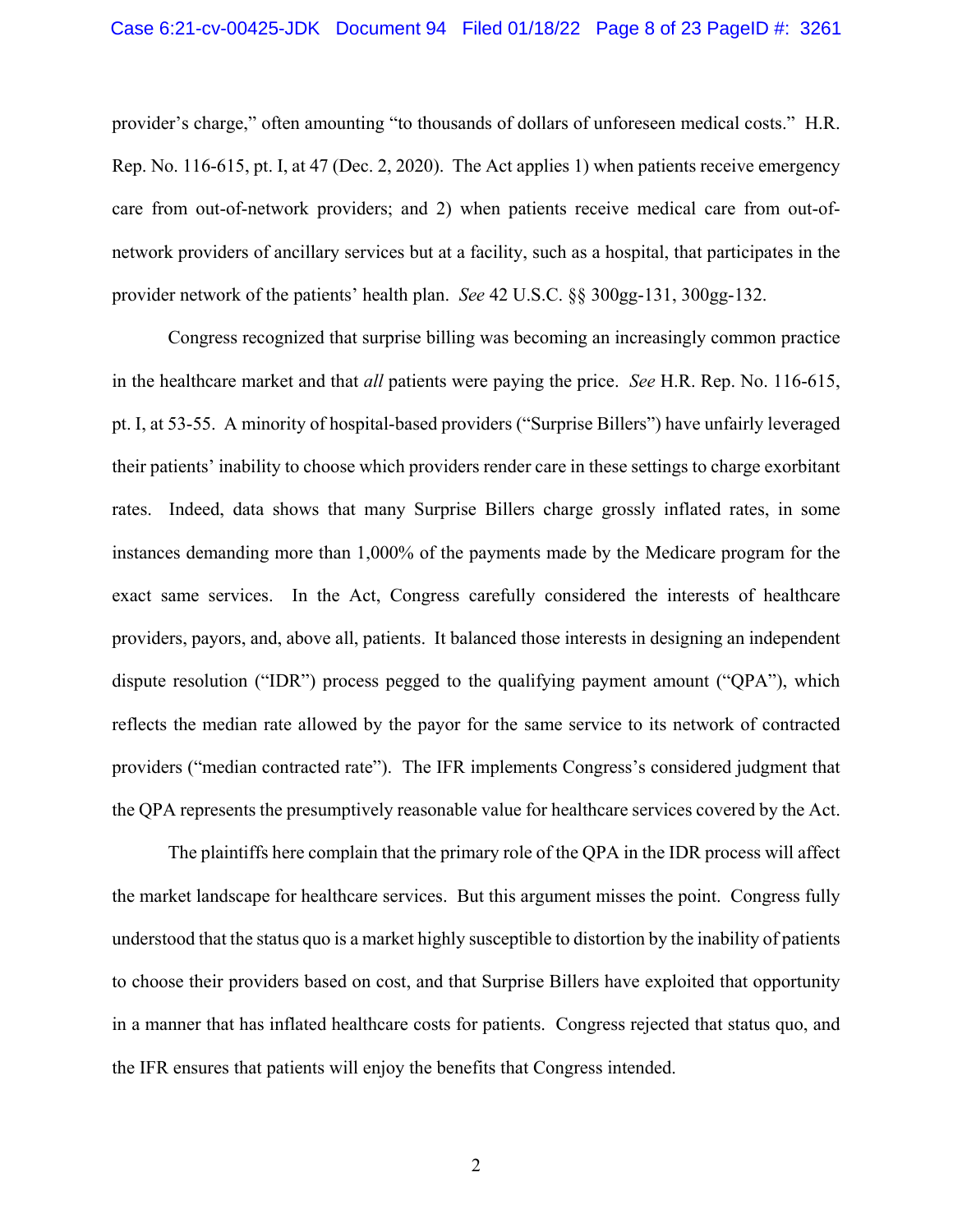provider's charge," often amounting "to thousands of dollars of unforeseen medical costs." H.R. Rep. No. 116-615, pt. I, at 47 (Dec. 2, 2020). The Act applies 1) when patients receive emergency care from out-of-network providers; and 2) when patients receive medical care from out-of-network providers of ancillary services but at a facility, such as a hospital, that participates in the provider network of the patients' health plan. *See* 42 U.S.C. §§ 300gg-131, 300gg-132.

Congress recognized that surprise billing was becoming an increasingly common practice in the healthcare market and that *all* patients were paying the price. *See* H.R. Rep. No. 116-615, pt. I, at 53-55. A minority of hospital-based providers ("Surprise Billers") have unfairly leveraged their patients' inability to choose which providers render care in these settings to charge exorbitant rates. Indeed, data shows that many Surprise Billers charge grossly inflated rates, in some instances demanding more than 1,000% of the payments made by the Medicare program for the exact same services. In the Act, Congress carefully considered the interests of healthcare providers, payors, and, above all, patients. It balanced those interests in designing an independent dispute resolution ("IDR") process pegged to the qualifying payment amount ("QPA"), which reflects the median rate allowed by the payor for the same service to its network of contracted providers ("median contracted rate"). The IFR implements Congress's considered judgment that the QPA represents the presumptively reasonable value for healthcare services covered by the Act.

The plaintiffs here complain that the primary role of the QPA in the IDR process will affect the market landscape for healthcare services. But this argument misses the point. Congress fully understood that the status quo is a market highly susceptible to distortion by the inability of patients to choose their providers based on cost, and that Surprise Billers have exploited that opportunity in a manner that has inflated healthcare costs for patients. Congress rejected that status quo, and the IFR ensures that patients will enjoy the benefits that Congress intended.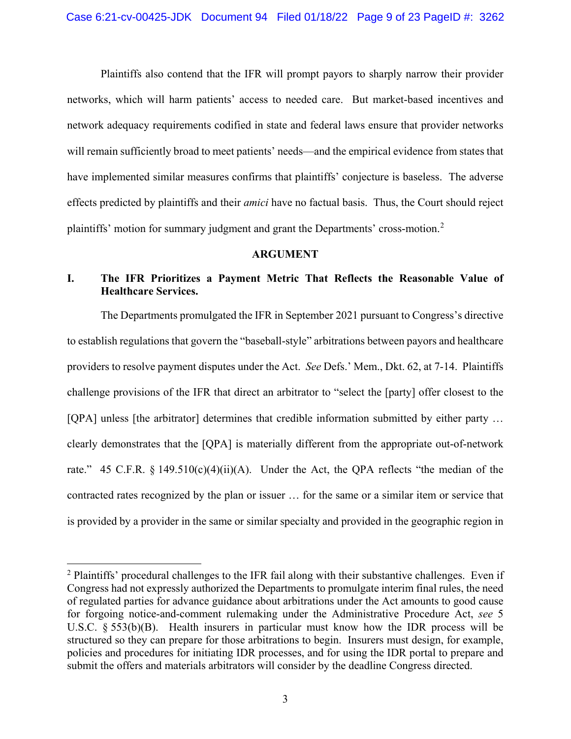Plaintiffs also contend that the IFR will prompt payors to sharply narrow their provider networks, which will harm patients' access to needed care. But market-based incentives and network adequacy requirements codified in state and federal laws ensure that provider networks will remain sufficiently broad to meet patients' needs—and the empirical evidence from states that have implemented similar measures confirms that plaintiffs' conjecture is baseless. The adverse effects predicted by plaintiffs and their *amici* have no factual basis. Thus, the Court should reject plaintiffs' motion for summary judgment and grant the Departments' cross-motion.[2]

## ARGUMENT

### I. The IFR Prioritizes a Payment Metric That Reflects the Reasonable Value of Healthcare Services.

The Departments promulgated the IFR in September 2021 pursuant to Congress's directive to establish regulations that govern the "baseball-style" arbitrations between payors and healthcare providers to resolve payment disputes under the Act. *See* Defs.' Mem., Dkt. 62, at 7-14. Plaintiffs challenge provisions of the IFR that direct an arbitrator to "select the [party] offer closest to the [QPA] unless [the arbitrator] determines that credible information submitted by either party … clearly demonstrates that the [QPA] is materially different from the appropriate out-of-network rate." 45 C.F.R. § 149.510(c)(4)(ii)(A). Under the Act, the QPA reflects "the median of the contracted rates recognized by the plan or issuer … for the same or a similar item or service that is provided by a provider in the same or similar specialty and provided in the geographic region in

---

[2] Plaintiffs' procedural challenges to the IFR fail along with their substantive challenges. Even if Congress had not expressly authorized the Departments to promulgate interim final rules, the need of regulated parties for advance guidance about arbitrations under the Act amounts to good cause for forgoing notice-and-comment rulemaking under the Administrative Procedure Act, *see* 5 U.S.C. § 553(b)(B). Health insurers in particular must know how the IDR process will be structured so they can prepare for those arbitrations to begin. Insurers must design, for example, policies and procedures for initiating IDR processes, and for using the IDR portal to prepare and submit the offers and materials arbitrators will consider by the deadline Congress directed.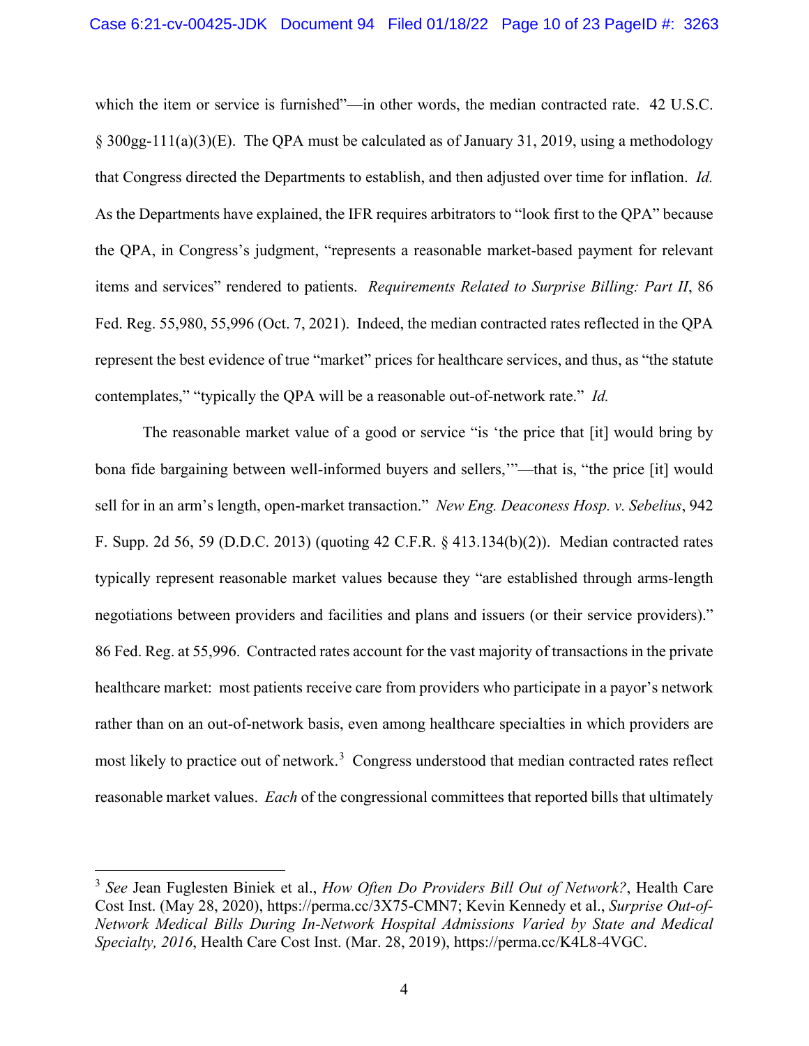which the item or service is furnished"—in other words, the median contracted rate. 42 U.S.C. § 300gg-111(a)(3)(E). The QPA must be calculated as of January 31, 2019, using a methodology that Congress directed the Departments to establish, and then adjusted over time for inflation. *Id.* As the Departments have explained, the IFR requires arbitrators to "look first to the QPA" because the QPA, in Congress's judgment, "represents a reasonable market-based payment for relevant items and services" rendered to patients. *Requirements Related to Surprise Billing: Part II*, 86 Fed. Reg. 55,980, 55,996 (Oct. 7, 2021). Indeed, the median contracted rates reflected in the QPA represent the best evidence of true "market" prices for healthcare services, and thus, as "the statute contemplates," "typically the QPA will be a reasonable out-of-network rate." *Id.*

The reasonable market value of a good or service "is 'the price that [it] would bring by bona fide bargaining between well-informed buyers and sellers,'"—that is, "the price [it] would sell for in an arm's length, open-market transaction." *New Eng. Deaconess Hosp. v. Sebelius*, 942 F. Supp. 2d 56, 59 (D.D.C. 2013) (quoting 42 C.F.R. § 413.134(b)(2)). Median contracted rates typically represent reasonable market values because they "are established through arms-length negotiations between providers and facilities and plans and issuers (or their service providers)." 86 Fed. Reg. at 55,996. Contracted rates account for the vast majority of transactions in the private healthcare market: most patients receive care from providers who participate in a payor's network rather than on an out-of-network basis, even among healthcare specialties in which providers are most likely to practice out of network.[3] Congress understood that median contracted rates reflect reasonable market values. *Each* of the congressional committees that reported bills that ultimately

---

[3] *See* Jean Fuglesten Biniek et al., *How Often Do Providers Bill Out of Network?*, Health Care Cost Inst. (May 28, 2020), https://perma.cc/3X75-CMN7; Kevin Kennedy et al., *Surprise Out-of-Network Medical Bills During In-Network Hospital Admissions Varied by State and Medical Specialty, 2016*, Health Care Cost Inst. (Mar. 28, 2019), https://perma.cc/K4L8-4VGC.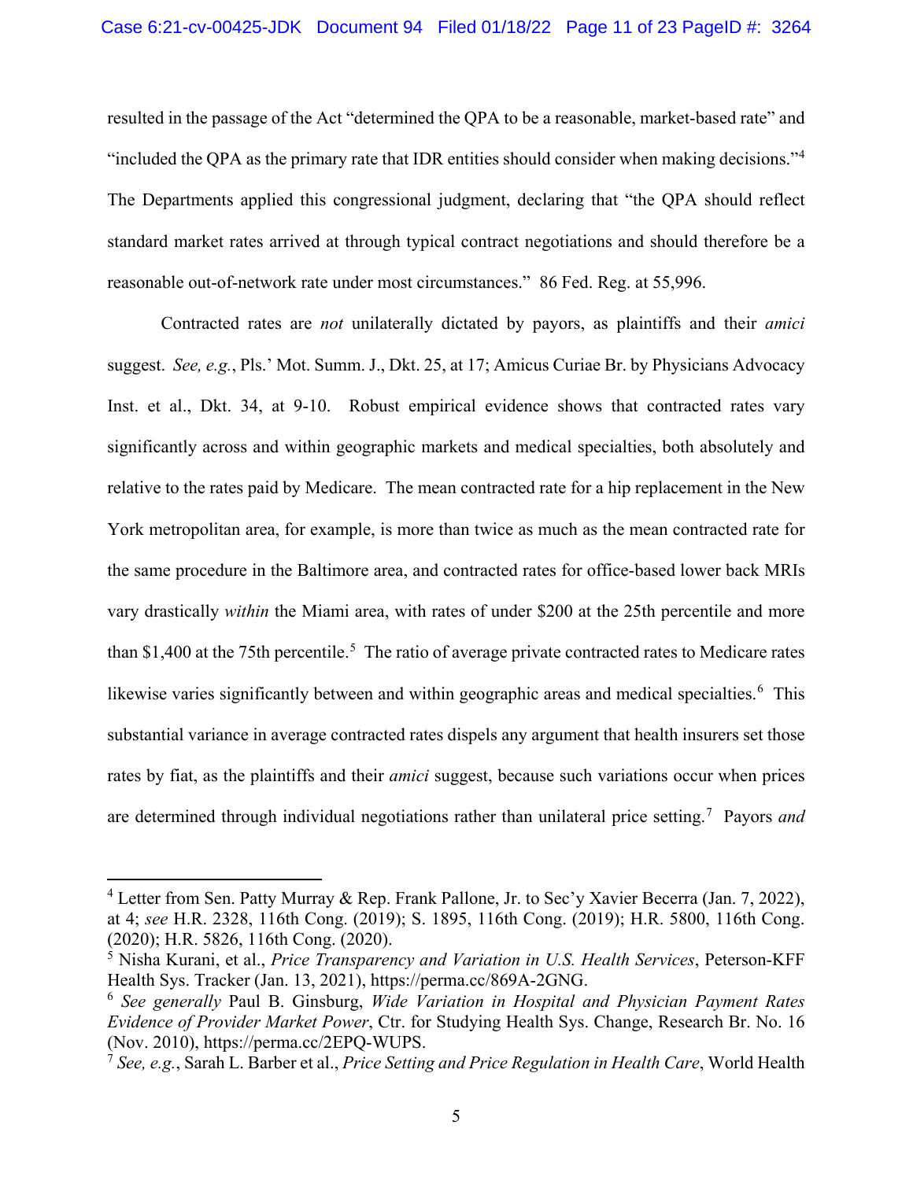resulted in the passage of the Act "determined the QPA to be a reasonable, market-based rate" and "included the QPA as the primary rate that IDR entities should consider when making decisions."[4] The Departments applied this congressional judgment, declaring that "the QPA should reflect standard market rates arrived at through typical contract negotiations and should therefore be a reasonable out-of-network rate under most circumstances." 86 Fed. Reg. at 55,996.

Contracted rates are *not* unilaterally dictated by payors, as plaintiffs and their *amici* suggest. *See, e.g.*, Pls.' Mot. Summ. J., Dkt. 25, at 17; Amicus Curiae Br. by Physicians Advocacy Inst. et al., Dkt. 34, at 9-10. Robust empirical evidence shows that contracted rates vary significantly across and within geographic markets and medical specialties, both absolutely and relative to the rates paid by Medicare. The mean contracted rate for a hip replacement in the New York metropolitan area, for example, is more than twice as much as the mean contracted rate for the same procedure in the Baltimore area, and contracted rates for office-based lower back MRIs vary drastically *within* the Miami area, with rates of under $200 at the 25th percentile and more than $1,400 at the 75th percentile.[5] The ratio of average private contracted rates to Medicare rates likewise varies significantly between and within geographic areas and medical specialties.[6] This substantial variance in average contracted rates dispels any argument that health insurers set those rates by fiat, as the plaintiffs and their *amici* suggest, because such variations occur when prices are determined through individual negotiations rather than unilateral price setting.[7] Payors *and*

---

[4] Letter from Sen. Patty Murray & Rep. Frank Pallone, Jr. to Sec'y Xavier Becerra (Jan. 7, 2022), at 4; *see* H.R. 2328, 116th Cong. (2019); S. 1895, 116th Cong. (2019); H.R. 5800, 116th Cong. (2020); H.R. 5826, 116th Cong. (2020).

[5] Nisha Kurani, et al., *Price Transparency and Variation in U.S. Health Services*, Peterson-KFF Health Sys. Tracker (Jan. 13, 2021), https://perma.cc/869A-2GNG.

[6] *See generally* Paul B. Ginsburg, *Wide Variation in Hospital and Physician Payment Rates Evidence of Provider Market Power*, Ctr. for Studying Health Sys. Change, Research Br. No. 16 (Nov. 2010), https://perma.cc/2EPQ-WUPS.

[7] *See, e.g.*, Sarah L. Barber et al., *Price Setting and Price Regulation in Health Care*, World Health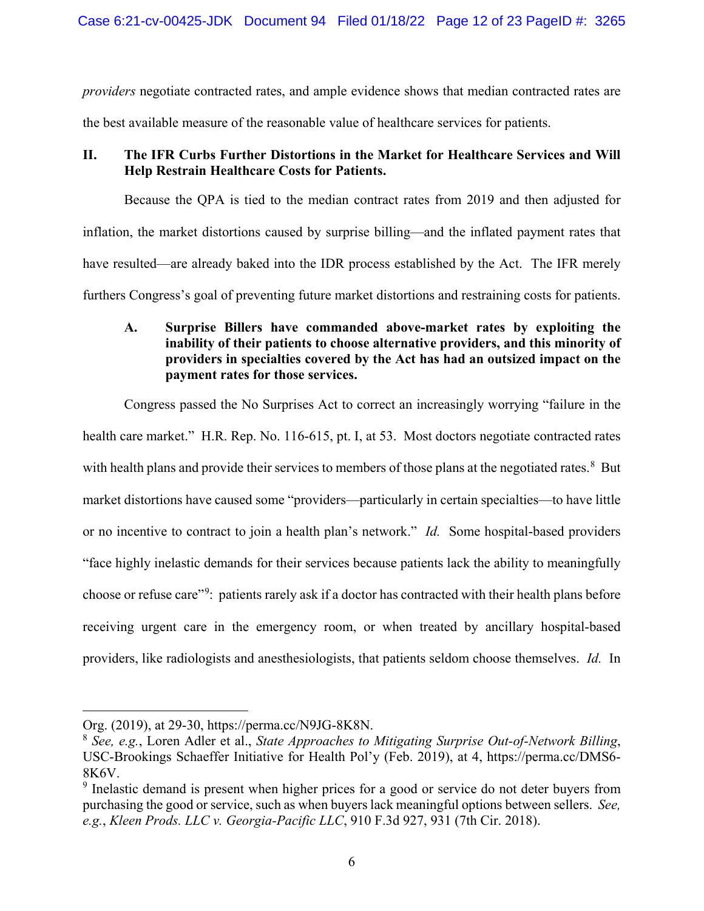*providers* negotiate contracted rates, and ample evidence shows that median contracted rates are the best available measure of the reasonable value of healthcare services for patients.

## II. The IFR Curbs Further Distortions in the Market for Healthcare Services and Will Help Restrain Healthcare Costs for Patients.

Because the QPA is tied to the median contract rates from 2019 and then adjusted for inflation, the market distortions caused by surprise billing—and the inflated payment rates that have resulted—are already baked into the IDR process established by the Act. The IFR merely furthers Congress's goal of preventing future market distortions and restraining costs for patients.

### A. Surprise Billers have commanded above-market rates by exploiting the inability of their patients to choose alternative providers, and this minority of providers in specialties covered by the Act has had an outsized impact on the payment rates for those services.

Congress passed the No Surprises Act to correct an increasingly worrying "failure in the health care market." H.R. Rep. No. 116-615, pt. I, at 53. Most doctors negotiate contracted rates with health plans and provide their services to members of those plans at the negotiated rates.[8] But market distortions have caused some "providers—particularly in certain specialties—to have little or no incentive to contract to join a health plan's network." *Id.* Some hospital-based providers "face highly inelastic demands for their services because patients lack the ability to meaningfully choose or refuse care"[9]: patients rarely ask if a doctor has contracted with their health plans before receiving urgent care in the emergency room, or when treated by ancillary hospital-based providers, like radiologists and anesthesiologists, that patients seldom choose themselves. *Id.* In

---

Org. (2019), at 29-30, https://perma.cc/N9JG-8K8N.

[8] *See, e.g.*, Loren Adler et al., *State Approaches to Mitigating Surprise Out-of-Network Billing*, USC-Brookings Schaeffer Initiative for Health Pol'y (Feb. 2019), at 4, https://perma.cc/DMS6-8K6V.

[9] Inelastic demand is present when higher prices for a good or service do not deter buyers from purchasing the good or service, such as when buyers lack meaningful options between sellers. *See, e.g.*, *Kleen Prods. LLC v. Georgia-Pacific LLC*, 910 F.3d 927, 931 (7th Cir. 2018).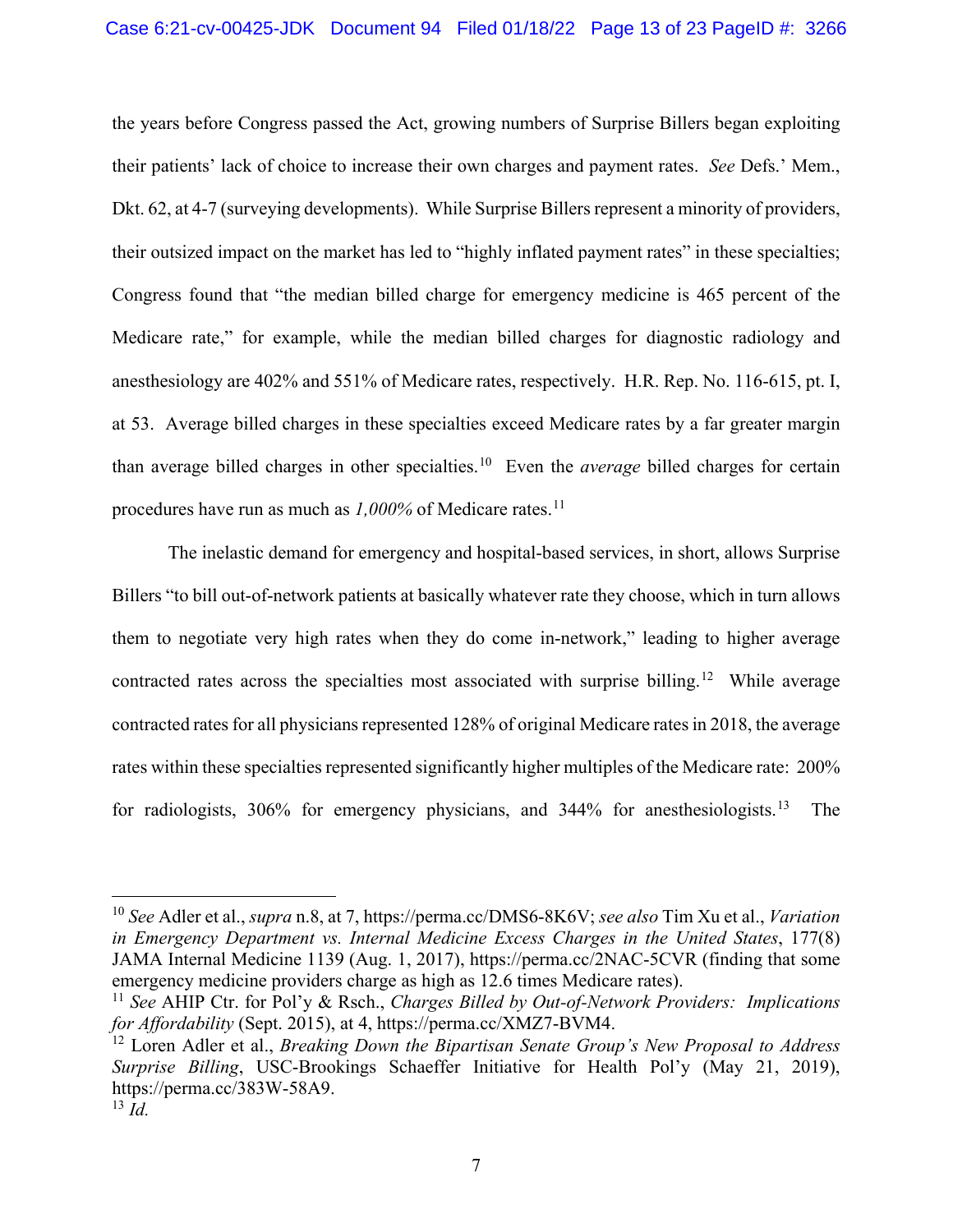the years before Congress passed the Act, growing numbers of Surprise Billers began exploiting their patients' lack of choice to increase their own charges and payment rates. *See* Defs.' Mem., Dkt. 62, at 4-7 (surveying developments). While Surprise Billers represent a minority of providers, their outsized impact on the market has led to "highly inflated payment rates" in these specialties; Congress found that "the median billed charge for emergency medicine is 465 percent of the Medicare rate," for example, while the median billed charges for diagnostic radiology and anesthesiology are 402% and 551% of Medicare rates, respectively. H.R. Rep. No. 116-615, pt. I, at 53. Average billed charges in these specialties exceed Medicare rates by a far greater margin than average billed charges in other specialties.[10] Even the *average* billed charges for certain procedures have run as much as *1,000%* of Medicare rates.[11]

The inelastic demand for emergency and hospital-based services, in short, allows Surprise Billers "to bill out-of-network patients at basically whatever rate they choose, which in turn allows them to negotiate very high rates when they do come in-network," leading to higher average contracted rates across the specialties most associated with surprise billing.[12] While average contracted rates for all physicians represented 128% of original Medicare rates in 2018, the average rates within these specialties represented significantly higher multiples of the Medicare rate: 200% for radiologists, 306% for emergency physicians, and 344% for anesthesiologists.[13] The

---

[10] *See* Adler et al., *supra* n.8, at 7, https://perma.cc/DMS6-8K6V; *see also* Tim Xu et al., *Variation in Emergency Department vs. Internal Medicine Excess Charges in the United States*, 177(8) JAMA Internal Medicine 1139 (Aug. 1, 2017), https://perma.cc/2NAC-5CVR (finding that some emergency medicine providers charge as high as 12.6 times Medicare rates).

[11] *See* AHIP Ctr. for Pol'y & Rsch., *Charges Billed by Out-of-Network Providers: Implications for Affordability* (Sept. 2015), at 4, https://perma.cc/XMZ7-BVM4.

[12] Loren Adler et al., *Breaking Down the Bipartisan Senate Group's New Proposal to Address Surprise Billing*, USC-Brookings Schaeffer Initiative for Health Pol'y (May 21, 2019), https://perma.cc/383W-58A9.

[13] *Id.*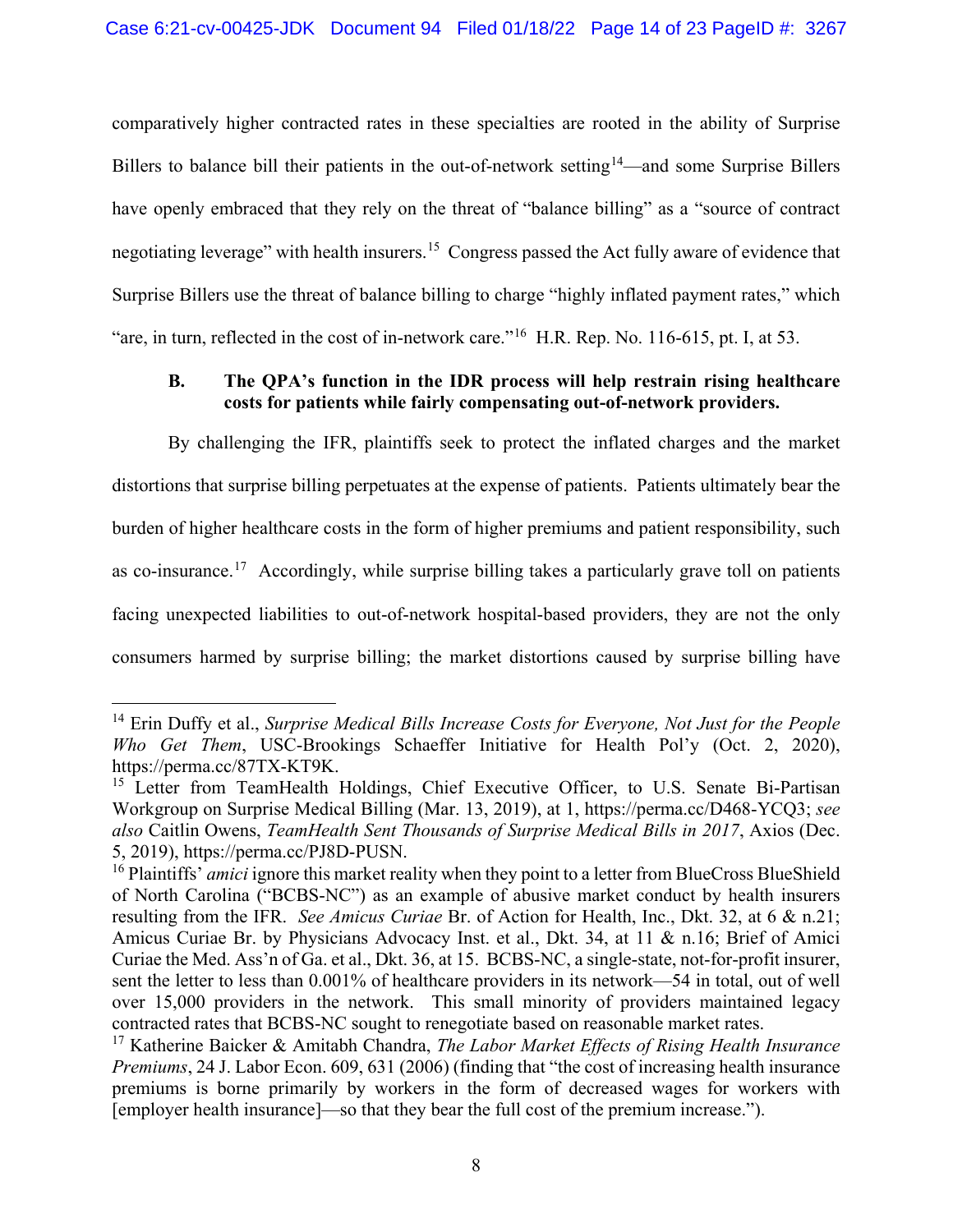comparatively higher contracted rates in these specialties are rooted in the ability of Surprise Billers to balance bill their patients in the out-of-network setting[14]—and some Surprise Billers have openly embraced that they rely on the threat of "balance billing" as a "source of contract negotiating leverage" with health insurers.[15] Congress passed the Act fully aware of evidence that Surprise Billers use the threat of balance billing to charge "highly inflated payment rates," which "are, in turn, reflected in the cost of in-network care."[16] H.R. Rep. No. 116-615, pt. I, at 53.

### B. The QPA's function in the IDR process will help restrain rising healthcare costs for patients while fairly compensating out-of-network providers.

By challenging the IFR, plaintiffs seek to protect the inflated charges and the market distortions that surprise billing perpetuates at the expense of patients. Patients ultimately bear the burden of higher healthcare costs in the form of higher premiums and patient responsibility, such as co-insurance.[17] Accordingly, while surprise billing takes a particularly grave toll on patients facing unexpected liabilities to out-of-network hospital-based providers, they are not the only consumers harmed by surprise billing; the market distortions caused by surprise billing have

---

[14] Erin Duffy et al., *Surprise Medical Bills Increase Costs for Everyone, Not Just for the People Who Get Them*, USC-Brookings Schaeffer Initiative for Health Pol'y (Oct. 2, 2020), https://perma.cc/87TX-KT9K.

[15] Letter from TeamHealth Holdings, Chief Executive Officer, to U.S. Senate Bi-Partisan Workgroup on Surprise Medical Billing (Mar. 13, 2019), at 1, https://perma.cc/D468-YCQ3; *see also* Caitlin Owens, *TeamHealth Sent Thousands of Surprise Medical Bills in 2017*, Axios (Dec. 5, 2019), https://perma.cc/PJ8D-PUSN.

[16] Plaintiffs' *amici* ignore this market reality when they point to a letter from BlueCross BlueShield of North Carolina ("BCBS-NC") as an example of abusive market conduct by health insurers resulting from the IFR. *See Amicus Curiae* Br. of Action for Health, Inc., Dkt. 32, at 6 & n.21; Amicus Curiae Br. by Physicians Advocacy Inst. et al., Dkt. 34, at 11 & n.16; Brief of Amici Curiae the Med. Ass'n of Ga. et al., Dkt. 36, at 15. BCBS-NC, a single-state, not-for-profit insurer, sent the letter to less than 0.001% of healthcare providers in its network—54 in total, out of well over 15,000 providers in the network. This small minority of providers maintained legacy contracted rates that BCBS-NC sought to renegotiate based on reasonable market rates.

[17] Katherine Baicker & Amitabh Chandra, *The Labor Market Effects of Rising Health Insurance Premiums*, 24 J. Labor Econ. 609, 631 (2006) (finding that "the cost of increasing health insurance premiums is borne primarily by workers in the form of decreased wages for workers with [employer health insurance]—so that they bear the full cost of the premium increase.").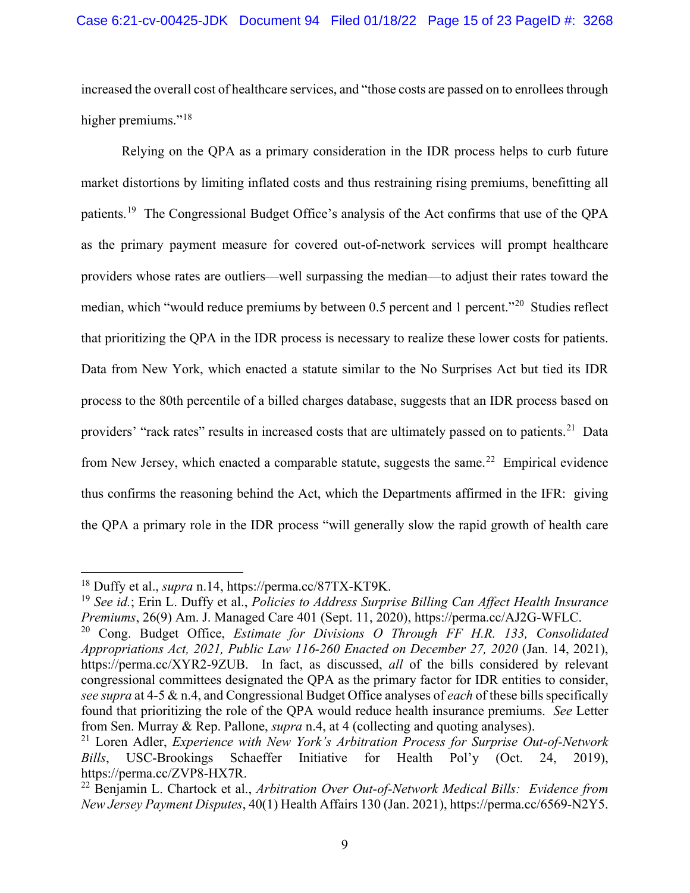increased the overall cost of healthcare services, and "those costs are passed on to enrollees through higher premiums."[18]

Relying on the QPA as a primary consideration in the IDR process helps to curb future market distortions by limiting inflated costs and thus restraining rising premiums, benefitting all patients.[19] The Congressional Budget Office's analysis of the Act confirms that use of the QPA as the primary payment measure for covered out-of-network services will prompt healthcare providers whose rates are outliers—well surpassing the median—to adjust their rates toward the median, which "would reduce premiums by between 0.5 percent and 1 percent."[20] Studies reflect that prioritizing the QPA in the IDR process is necessary to realize these lower costs for patients. Data from New York, which enacted a statute similar to the No Surprises Act but tied its IDR process to the 80th percentile of a billed charges database, suggests that an IDR process based on providers' "rack rates" results in increased costs that are ultimately passed on to patients.[21] Data from New Jersey, which enacted a comparable statute, suggests the same.[22] Empirical evidence thus confirms the reasoning behind the Act, which the Departments affirmed in the IFR: giving the QPA a primary role in the IDR process "will generally slow the rapid growth of health care

---

[18] Duffy et al., *supra* n.14, https://perma.cc/87TX-KT9K.

[19] *See id.*; Erin L. Duffy et al., *Policies to Address Surprise Billing Can Affect Health Insurance Premiums*, 26(9) Am. J. Managed Care 401 (Sept. 11, 2020), https://perma.cc/AJ2G-WFLC.

[20] Cong. Budget Office, *Estimate for Divisions O Through FF H.R. 133, Consolidated Appropriations Act, 2021, Public Law 116-260 Enacted on December 27, 2020* (Jan. 14, 2021), https://perma.cc/XYR2-9ZUB. In fact, as discussed, *all* of the bills considered by relevant congressional committees designated the QPA as the primary factor for IDR entities to consider, *see supra* at 4-5 & n.4, and Congressional Budget Office analyses of *each* of these bills specifically found that prioritizing the role of the QPA would reduce health insurance premiums. *See* Letter from Sen. Murray & Rep. Pallone, *supra* n.4, at 4 (collecting and quoting analyses).

[21] Loren Adler, *Experience with New York's Arbitration Process for Surprise Out-of-Network Bills*, USC-Brookings Schaeffer Initiative for Health Pol'y (Oct. 24, 2019), https://perma.cc/ZVP8-HX7R.

[22] Benjamin L. Chartock et al., *Arbitration Over Out-of-Network Medical Bills: Evidence from New Jersey Payment Disputes*, 40(1) Health Affairs 130 (Jan. 2021), https://perma.cc/6569-N2Y5.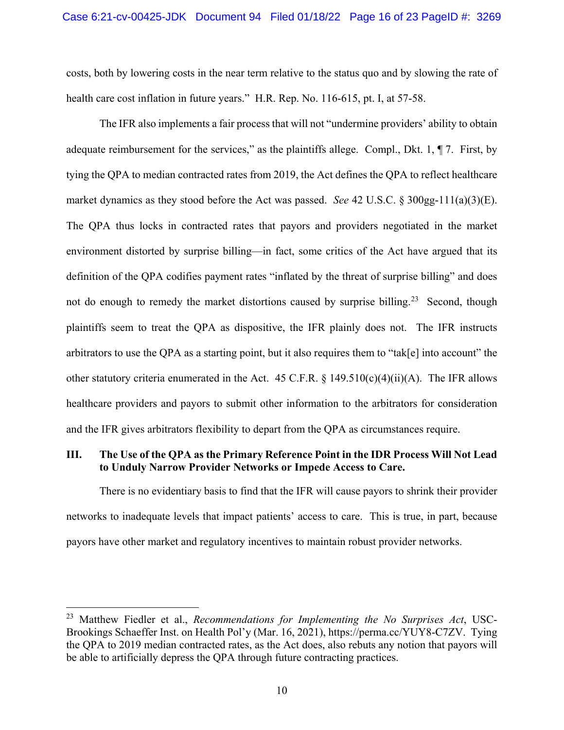costs, both by lowering costs in the near term relative to the status quo and by slowing the rate of health care cost inflation in future years." H.R. Rep. No. 116-615, pt. I, at 57-58.

The IFR also implements a fair process that will not "undermine providers' ability to obtain adequate reimbursement for the services," as the plaintiffs allege. Compl., Dkt. 1, ¶ 7. First, by tying the QPA to median contracted rates from 2019, the Act defines the QPA to reflect healthcare market dynamics as they stood before the Act was passed. *See* 42 U.S.C. § 300gg-111(a)(3)(E). The QPA thus locks in contracted rates that payors and providers negotiated in the market environment distorted by surprise billing—in fact, some critics of the Act have argued that its definition of the QPA codifies payment rates "inflated by the threat of surprise billing" and does not do enough to remedy the market distortions caused by surprise billing.[23] Second, though plaintiffs seem to treat the QPA as dispositive, the IFR plainly does not. The IFR instructs arbitrators to use the QPA as a starting point, but it also requires them to "tak[e] into account" the other statutory criteria enumerated in the Act. 45 C.F.R. § 149.510(c)(4)(ii)(A). The IFR allows healthcare providers and payors to submit other information to the arbitrators for consideration and the IFR gives arbitrators flexibility to depart from the QPA as circumstances require.

### III. The Use of the QPA as the Primary Reference Point in the IDR Process Will Not Lead to Unduly Narrow Provider Networks or Impede Access to Care.

There is no evidentiary basis to find that the IFR will cause payors to shrink their provider networks to inadequate levels that impact patients' access to care. This is true, in part, because payors have other market and regulatory incentives to maintain robust provider networks.

---

[23] Matthew Fiedler et al., *Recommendations for Implementing the No Surprises Act*, USC-Brookings Schaeffer Inst. on Health Pol'y (Mar. 16, 2021), https://perma.cc/YUY8-C7ZV. Tying the QPA to 2019 median contracted rates, as the Act does, also rebuts any notion that payors will be able to artificially depress the QPA through future contracting practices.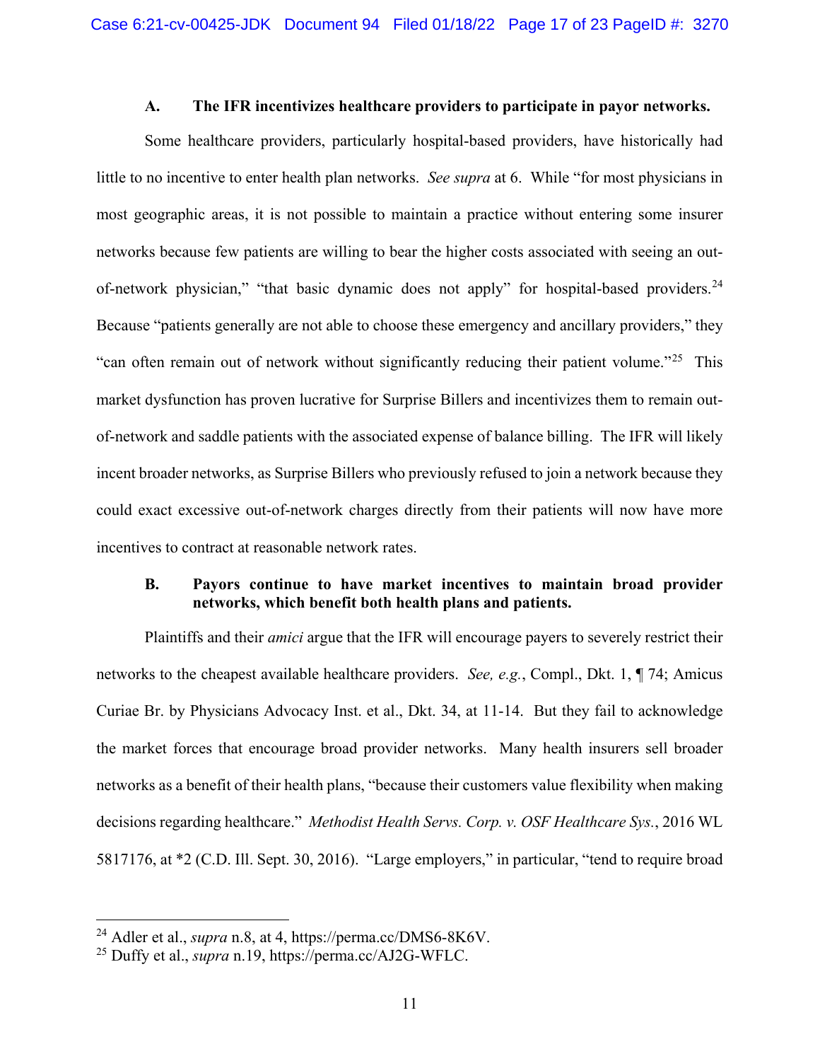### A. The IFR incentivizes healthcare providers to participate in payor networks.

Some healthcare providers, particularly hospital-based providers, have historically had little to no incentive to enter health plan networks. *See supra* at 6. While "for most physicians in most geographic areas, it is not possible to maintain a practice without entering some insurer networks because few patients are willing to bear the higher costs associated with seeing an out-of-network physician," "that basic dynamic does not apply" for hospital-based providers.[24] Because "patients generally are not able to choose these emergency and ancillary providers," they "can often remain out of network without significantly reducing their patient volume."[25] This market dysfunction has proven lucrative for Surprise Billers and incentivizes them to remain out-of-network and saddle patients with the associated expense of balance billing. The IFR will likely incent broader networks, as Surprise Billers who previously refused to join a network because they could exact excessive out-of-network charges directly from their patients will now have more incentives to contract at reasonable network rates.

### B. Payors continue to have market incentives to maintain broad provider networks, which benefit both health plans and patients.

Plaintiffs and their *amici* argue that the IFR will encourage payers to severely restrict their networks to the cheapest available healthcare providers. *See, e.g.*, Compl., Dkt. 1, ¶ 74; Amicus Curiae Br. by Physicians Advocacy Inst. et al., Dkt. 34, at 11-14. But they fail to acknowledge the market forces that encourage broad provider networks. Many health insurers sell broader networks as a benefit of their health plans, "because their customers value flexibility when making decisions regarding healthcare." *Methodist Health Servs. Corp. v. OSF Healthcare Sys.*, 2016 WL 5817176, at *2 (C.D. Ill. Sept. 30, 2016). "Large employers," in particular, "tend to require broad

---

[24] Adler et al., *supra* n.8, at 4, https://perma.cc/DMS6-8K6V.

[25] Duffy et al., *supra* n.19, https://perma.cc/AJ2G-WFLC.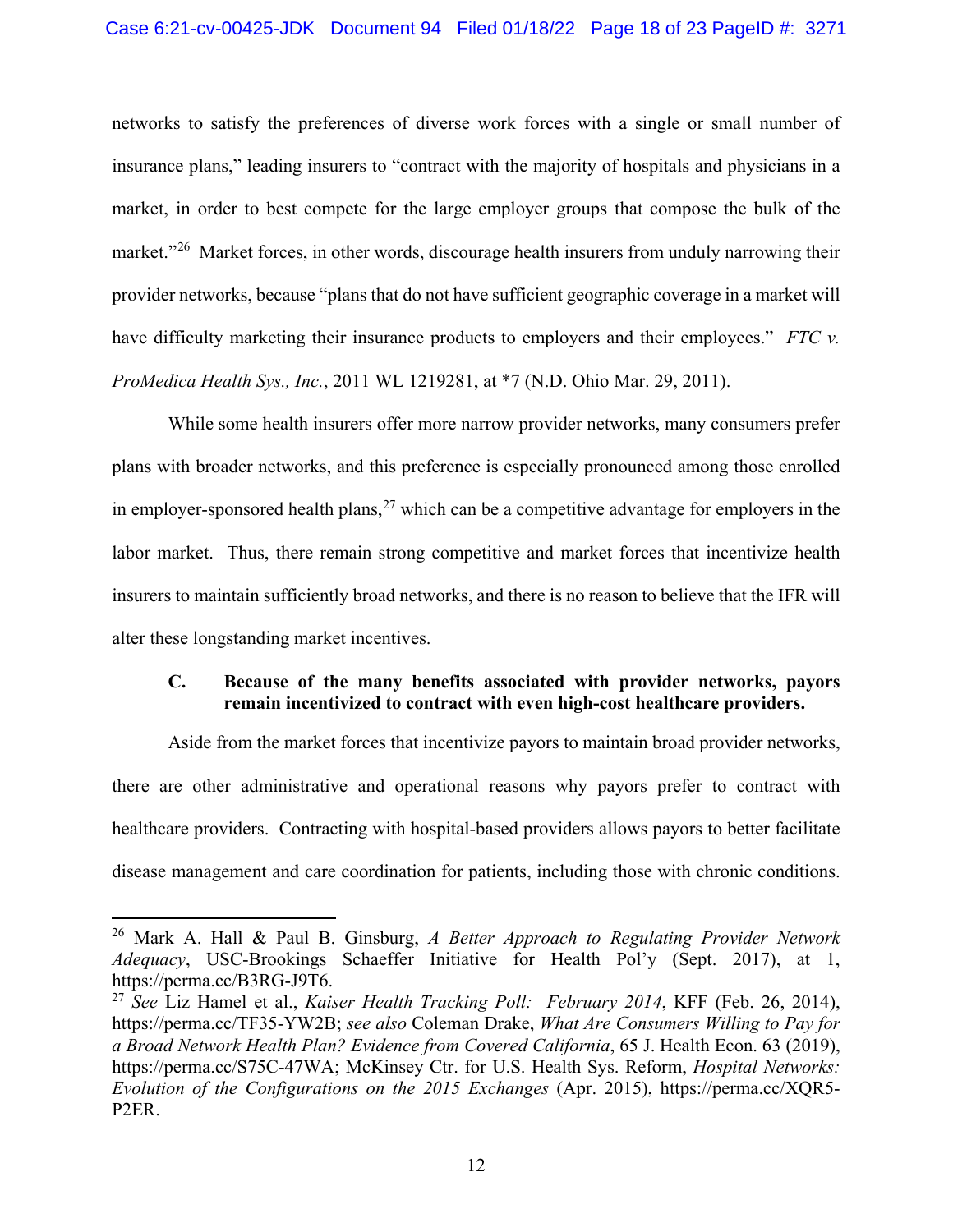networks to satisfy the preferences of diverse work forces with a single or small number of insurance plans," leading insurers to "contract with the majority of hospitals and physicians in a market, in order to best compete for the large employer groups that compose the bulk of the market."[26] Market forces, in other words, discourage health insurers from unduly narrowing their provider networks, because "plans that do not have sufficient geographic coverage in a market will have difficulty marketing their insurance products to employers and their employees." *FTC v. ProMedica Health Sys., Inc.*, 2011 WL 1219281, at *7 (N.D. Ohio Mar. 29, 2011).

While some health insurers offer more narrow provider networks, many consumers prefer plans with broader networks, and this preference is especially pronounced among those enrolled in employer-sponsored health plans,[27] which can be a competitive advantage for employers in the labor market. Thus, there remain strong competitive and market forces that incentivize health insurers to maintain sufficiently broad networks, and there is no reason to believe that the IFR will alter these longstanding market incentives.

### C. Because of the many benefits associated with provider networks, payors remain incentivized to contract with even high-cost healthcare providers.

Aside from the market forces that incentivize payors to maintain broad provider networks, there are other administrative and operational reasons why payors prefer to contract with healthcare providers. Contracting with hospital-based providers allows payors to better facilitate disease management and care coordination for patients, including those with chronic conditions.

---

[26] Mark A. Hall & Paul B. Ginsburg, *A Better Approach to Regulating Provider Network Adequacy*, USC-Brookings Schaeffer Initiative for Health Pol'y (Sept. 2017), at 1, https://perma.cc/B3RG-J9T6.

[27] *See* Liz Hamel et al., *Kaiser Health Tracking Poll: February 2014*, KFF (Feb. 26, 2014), https://perma.cc/TF35-YW2B; *see also* Coleman Drake, *What Are Consumers Willing to Pay for a Broad Network Health Plan? Evidence from Covered California*, 65 J. Health Econ. 63 (2019), https://perma.cc/S75C-47WA; McKinsey Ctr. for U.S. Health Sys. Reform, *Hospital Networks: Evolution of the Configurations on the 2015 Exchanges* (Apr. 2015), https://perma.cc/XQR5-P2ER.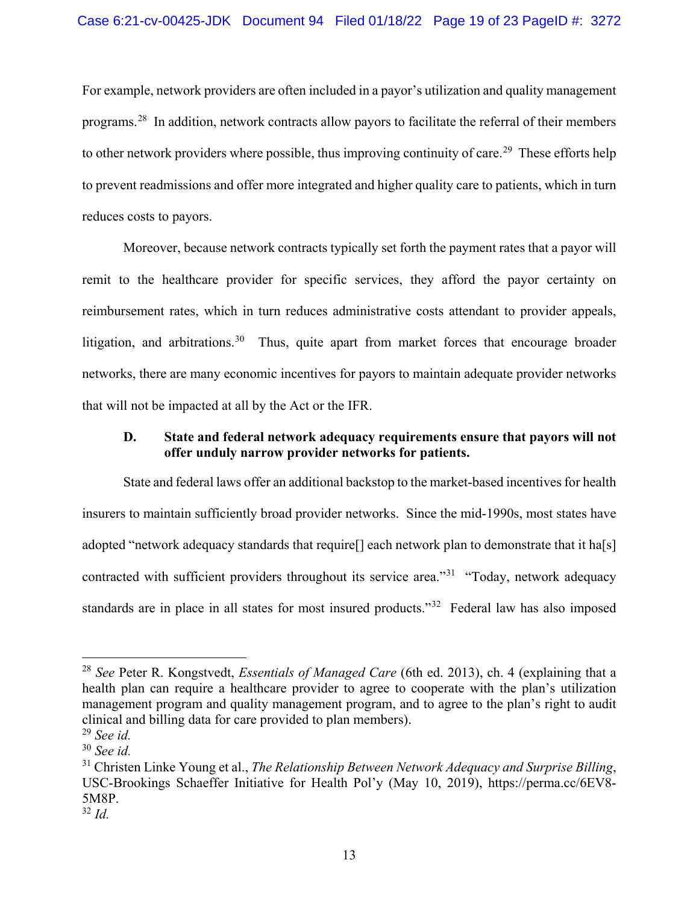For example, network providers are often included in a payor's utilization and quality management programs.[28] In addition, network contracts allow payors to facilitate the referral of their members to other network providers where possible, thus improving continuity of care.[29] These efforts help to prevent readmissions and offer more integrated and higher quality care to patients, which in turn reduces costs to payors.

Moreover, because network contracts typically set forth the payment rates that a payor will remit to the healthcare provider for specific services, they afford the payor certainty on reimbursement rates, which in turn reduces administrative costs attendant to provider appeals, litigation, and arbitrations.[30] Thus, quite apart from market forces that encourage broader networks, there are many economic incentives for payors to maintain adequate provider networks that will not be impacted at all by the Act or the IFR.

### D. State and federal network adequacy requirements ensure that payors will not offer unduly narrow provider networks for patients.

State and federal laws offer an additional backstop to the market-based incentives for health insurers to maintain sufficiently broad provider networks. Since the mid-1990s, most states have adopted "network adequacy standards that require[] each network plan to demonstrate that it ha[s] contracted with sufficient providers throughout its service area."[31] "Today, network adequacy standards are in place in all states for most insured products."[32] Federal law has also imposed

---

[28] *See* Peter R. Kongstvedt, *Essentials of Managed Care* (6th ed. 2013), ch. 4 (explaining that a health plan can require a healthcare provider to agree to cooperate with the plan's utilization management program and quality management program, and to agree to the plan's right to audit clinical and billing data for care provided to plan members).

[29] *See id.*

[30] *See id.*

[31] Christen Linke Young et al., *The Relationship Between Network Adequacy and Surprise Billing*, USC-Brookings Schaeffer Initiative for Health Pol'y (May 10, 2019), https://perma.cc/6EV8-5M8P.

[32] *Id.*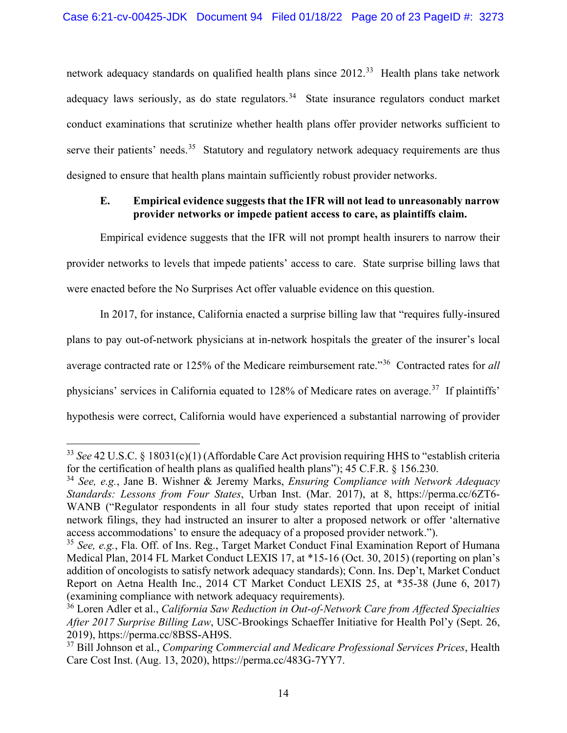network adequacy standards on qualified health plans since 2012.[33] Health plans take network adequacy laws seriously, as do state regulators.[34] State insurance regulators conduct market conduct examinations that scrutinize whether health plans offer provider networks sufficient to serve their patients' needs.[35] Statutory and regulatory network adequacy requirements are thus designed to ensure that health plans maintain sufficiently robust provider networks.

### E. Empirical evidence suggests that the IFR will not lead to unreasonably narrow provider networks or impede patient access to care, as plaintiffs claim.

Empirical evidence suggests that the IFR will not prompt health insurers to narrow their provider networks to levels that impede patients' access to care. State surprise billing laws that were enacted before the No Surprises Act offer valuable evidence on this question.

In 2017, for instance, California enacted a surprise billing law that "requires fully-insured plans to pay out-of-network physicians at in-network hospitals the greater of the insurer's local average contracted rate or 125% of the Medicare reimbursement rate."[36] Contracted rates for *all* physicians' services in California equated to 128% of Medicare rates on average.[37] If plaintiffs' hypothesis were correct, California would have experienced a substantial narrowing of provider

---

[33] *See* 42 U.S.C. § 18031(c)(1) (Affordable Care Act provision requiring HHS to "establish criteria for the certification of health plans as qualified health plans"); 45 C.F.R. § 156.230.

[34] *See, e.g.*, Jane B. Wishner & Jeremy Marks, *Ensuring Compliance with Network Adequacy Standards: Lessons from Four States*, Urban Inst. (Mar. 2017), at 8, https://perma.cc/6ZT6-WANB ("Regulator respondents in all four study states reported that upon receipt of initial network filings, they had instructed an insurer to alter a proposed network or offer 'alternative access accommodations' to ensure the adequacy of a proposed provider network.").

[35] *See, e.g.*, Fla. Off. of Ins. Reg., Target Market Conduct Final Examination Report of Humana Medical Plan, 2014 FL Market Conduct LEXIS 17, at *15-16 (Oct. 30, 2015) (reporting on plan's addition of oncologists to satisfy network adequacy standards); Conn. Ins. Dep't, Market Conduct Report on Aetna Health Inc., 2014 CT Market Conduct LEXIS 25, at *35-38 (June 6, 2017) (examining compliance with network adequacy requirements).

[36] Loren Adler et al., *California Saw Reduction in Out-of-Network Care from Affected Specialties After 2017 Surprise Billing Law*, USC-Brookings Schaeffer Initiative for Health Pol'y (Sept. 26, 2019), https://perma.cc/8BSS-AH9S.

[37] Bill Johnson et al., *Comparing Commercial and Medicare Professional Services Prices*, Health Care Cost Inst. (Aug. 13, 2020), https://perma.cc/483G-7YY7.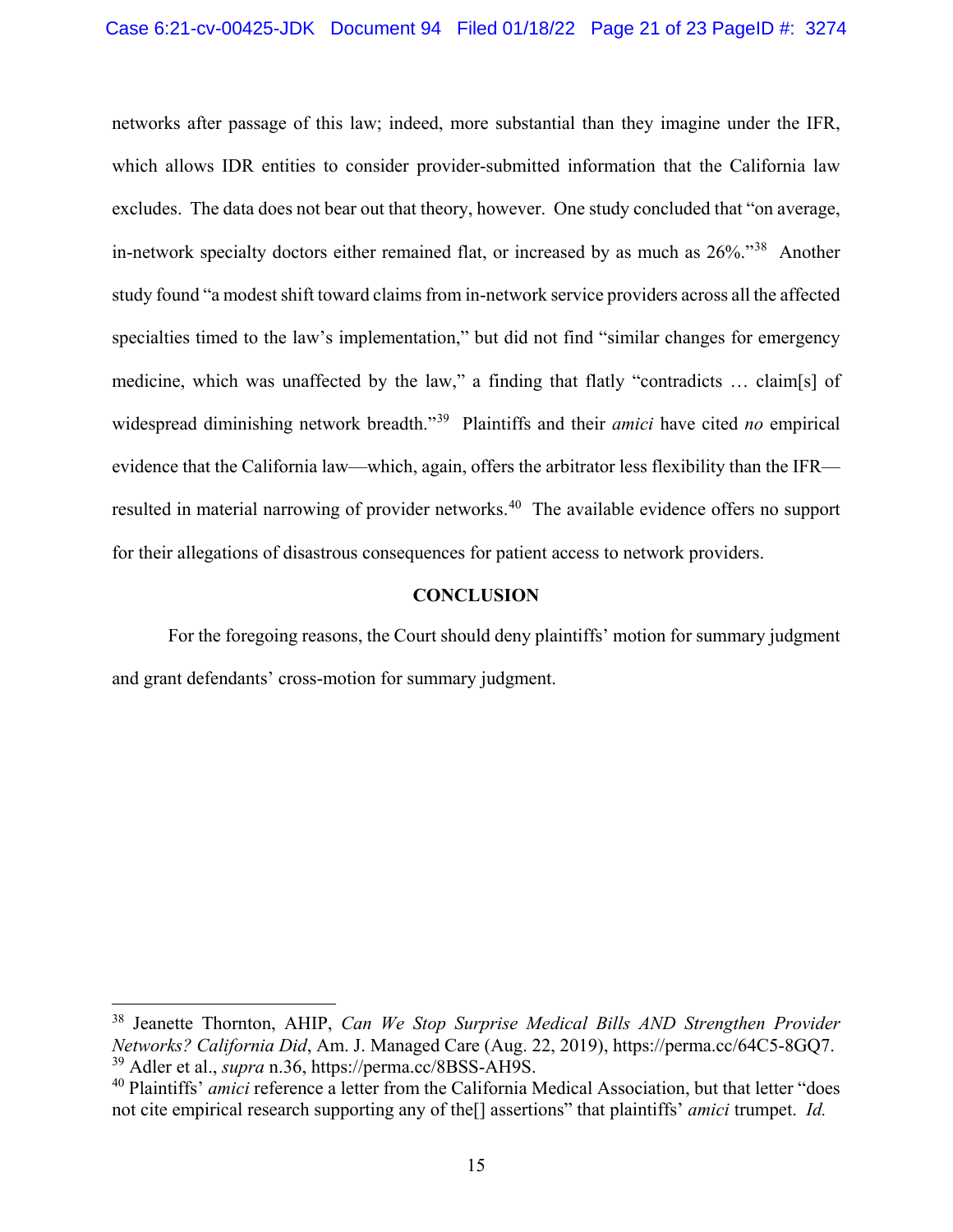networks after passage of this law; indeed, more substantial than they imagine under the IFR, which allows IDR entities to consider provider-submitted information that the California law excludes. The data does not bear out that theory, however. One study concluded that "on average, in-network specialty doctors either remained flat, or increased by as much as 26%."[38] Another study found "a modest shift toward claims from in-network service providers across all the affected specialties timed to the law's implementation," but did not find "similar changes for emergency medicine, which was unaffected by the law," a finding that flatly "contradicts … claim[s] of widespread diminishing network breadth."[39] Plaintiffs and their *amici* have cited *no* empirical evidence that the California law—which, again, offers the arbitrator less flexibility than the IFR—resulted in material narrowing of provider networks.[40] The available evidence offers no support for their allegations of disastrous consequences for patient access to network providers.

## CONCLUSION

For the foregoing reasons, the Court should deny plaintiffs' motion for summary judgment and grant defendants' cross-motion for summary judgment.

---

[38] Jeanette Thornton, AHIP, *Can We Stop Surprise Medical Bills AND Strengthen Provider Networks? California Did*, Am. J. Managed Care (Aug. 22, 2019), https://perma.cc/64C5-8GQ7.

[39] Adler et al., *supra* n.36, https://perma.cc/8BSS-AH9S.

[40] Plaintiffs' *amici* reference a letter from the California Medical Association, but that letter "does not cite empirical research supporting any of the[] assertions" that plaintiffs' *amici* trumpet. *Id.*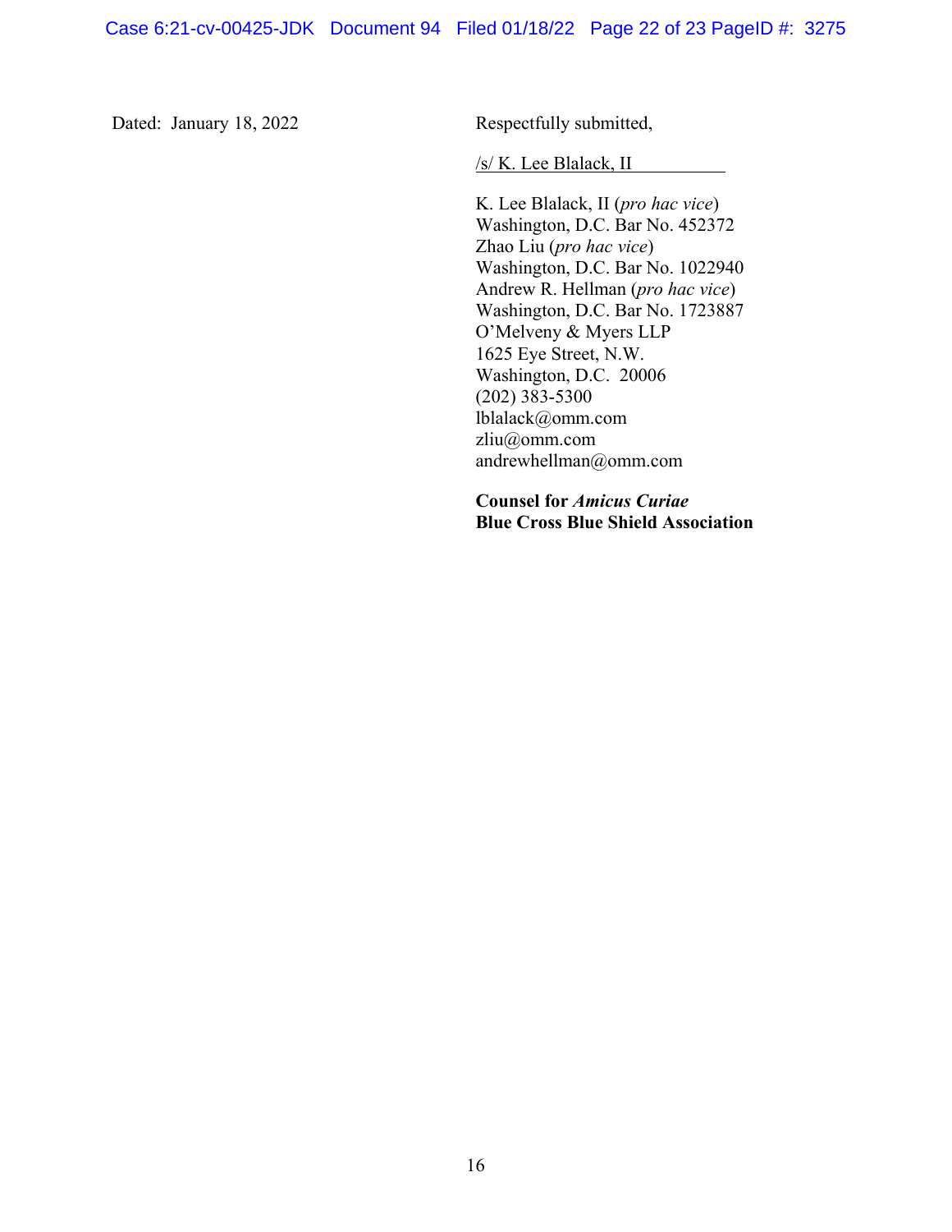Dated: January 18, 2022

Respectfully submitted,

/s/ K. Lee Blalack, II

K. Lee Blalack, II (*pro hac vice*)
Washington, D.C. Bar No. 452372
Zhao Liu (*pro hac vice*)
Washington, D.C. Bar No. 1022940
Andrew R. Hellman (*pro hac vice*)
Washington, D.C. Bar No. 1723887
O'Melveny & Myers LLP
1625 Eye Street, N.W.
Washington, D.C. 20006
(202) 383-5300
lblalack@omm.com
zliu@omm.com
andrewhellman@omm.com

**Counsel for *Amicus Curiae***
**Blue Cross Blue Shield Association**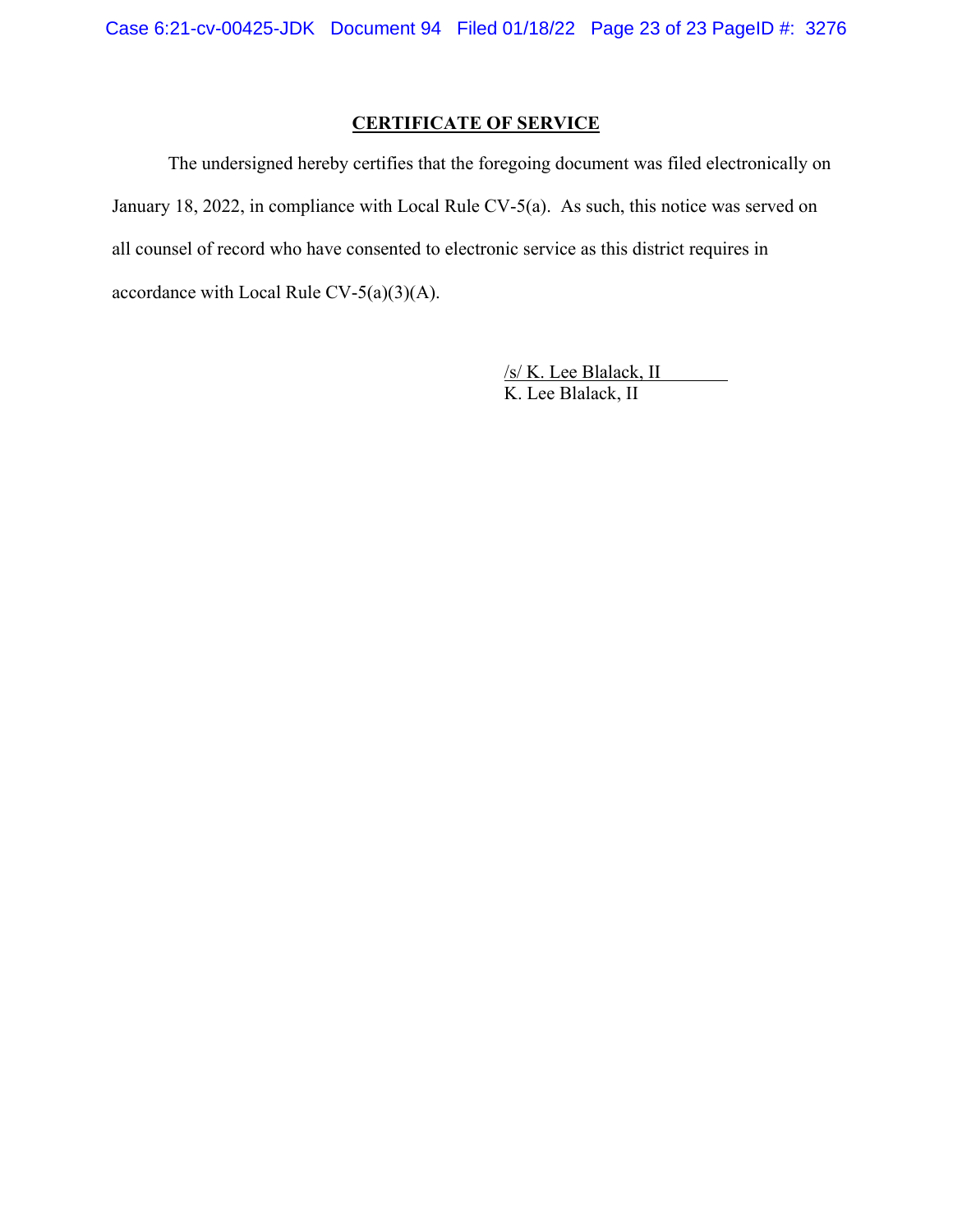## CERTIFICATE OF SERVICE

The undersigned hereby certifies that the foregoing document was filed electronically on January 18, 2022, in compliance with Local Rule CV-5(a). As such, this notice was served on all counsel of record who have consented to electronic service as this district requires in accordance with Local Rule CV-5(a)(3)(A).

/s/ K. Lee Blalack, II
K. Lee Blalack, II